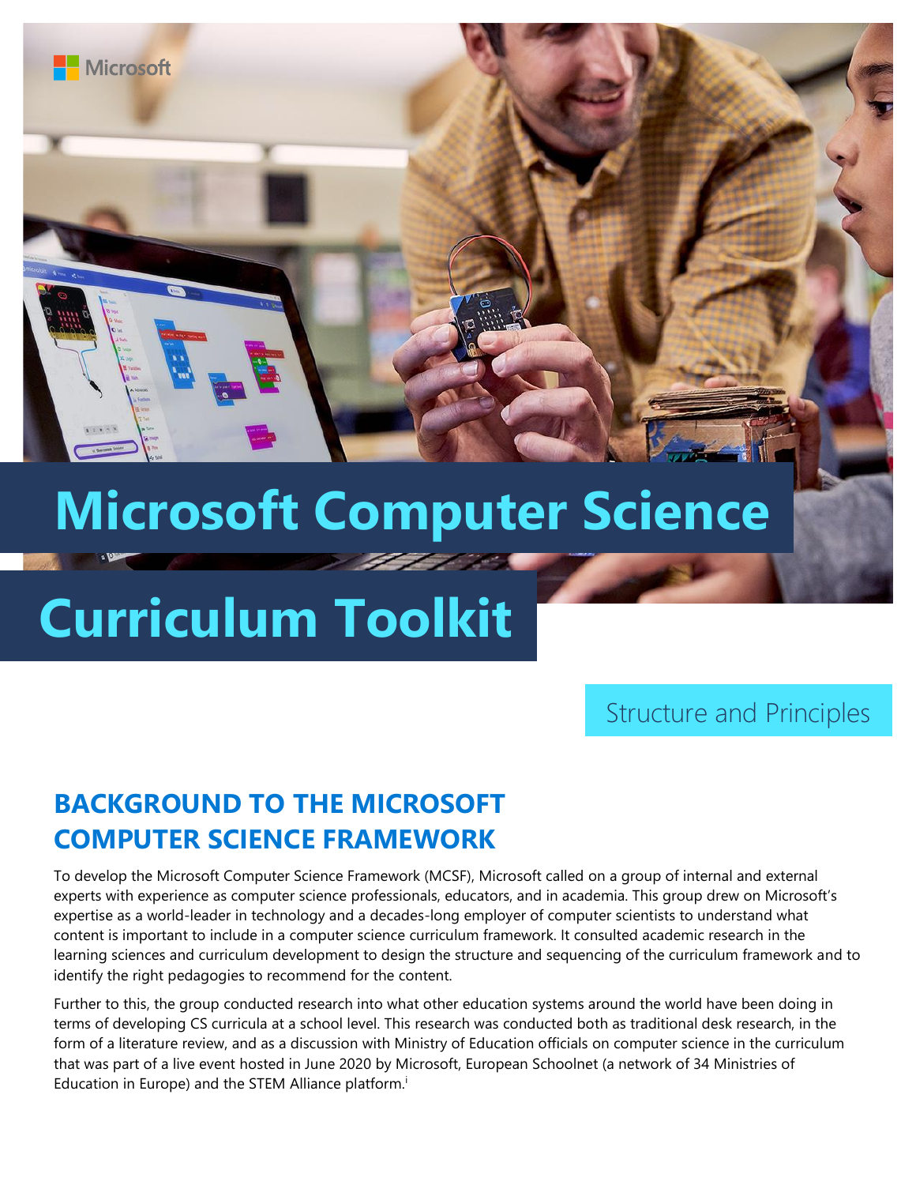# Microsoft Computer Science Curriculum Toolkit

Structure and Principles

## BACKGROUND TO THE MICROSOFT COMPUTER SCIENCE FRAMEWORK

To develop the Microsoft Computer Science Framework (MCSF), Microsoft called on a group of internal and external experts with experience as computer science professionals, educators, and in academia. This group drew on Microsoft's expertise as a world-leader in technology and a decades-long employer of computer scientists to understand what content is important to include in a computer science curriculum framework. It consulted academic research in the learning sciences and curriculum development to design the structure and sequencing of the curriculum framework and to identify the right pedagogies to recommend for the content.

Further to this, the group conducted research into what other education systems around the world have been doing in terms of developing CS curricula at a school level. This research was conducted both as traditional desk research, in the form of a literature review, and as a discussion with Ministry of Education officials on computer science in the curriculum that was part of a live event hosted in June 2020 by Microsoft, European Schoolnet (a network of 34 Ministries of Education in Europe) and the STEM Alliance platform.[i]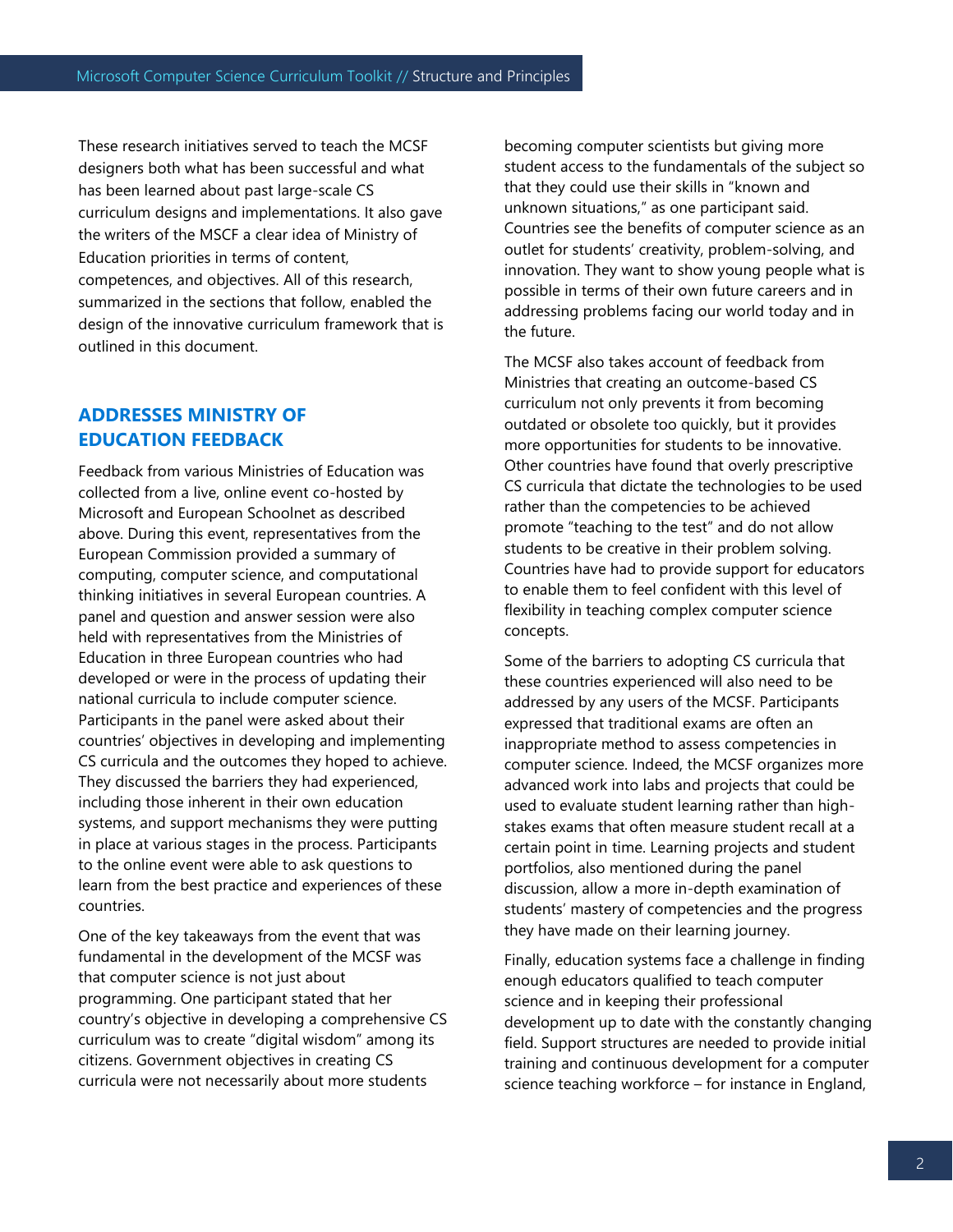These research initiatives served to teach the MCSF designers both what has been successful and what has been learned about past large-scale CS curriculum designs and implementations. It also gave the writers of the MSCF a clear idea of Ministry of Education priorities in terms of content, competences, and objectives. All of this research, summarized in the sections that follow, enabled the design of the innovative curriculum framework that is outlined in this document.

## ADDRESSES MINISTRY OF EDUCATION FEEDBACK

Feedback from various Ministries of Education was collected from a live, online event co-hosted by Microsoft and European Schoolnet as described above. During this event, representatives from the European Commission provided a summary of computing, computer science, and computational thinking initiatives in several European countries. A panel and question and answer session were also held with representatives from the Ministries of Education in three European countries who had developed or were in the process of updating their national curricula to include computer science. Participants in the panel were asked about their countries' objectives in developing and implementing CS curricula and the outcomes they hoped to achieve. They discussed the barriers they had experienced, including those inherent in their own education systems, and support mechanisms they were putting in place at various stages in the process. Participants to the online event were able to ask questions to learn from the best practice and experiences of these countries.

One of the key takeaways from the event that was fundamental in the development of the MCSF was that computer science is not just about programming. One participant stated that her country's objective in developing a comprehensive CS curriculum was to create "digital wisdom" among its citizens. Government objectives in creating CS curricula were not necessarily about more students becoming computer scientists but giving more student access to the fundamentals of the subject so that they could use their skills in "known and unknown situations," as one participant said. Countries see the benefits of computer science as an outlet for students' creativity, problem-solving, and innovation. They want to show young people what is possible in terms of their own future careers and in addressing problems facing our world today and in the future.

The MCSF also takes account of feedback from Ministries that creating an outcome-based CS curriculum not only prevents it from becoming outdated or obsolete too quickly, but it provides more opportunities for students to be innovative. Other countries have found that overly prescriptive CS curricula that dictate the technologies to be used rather than the competencies to be achieved promote "teaching to the test" and do not allow students to be creative in their problem solving. Countries have had to provide support for educators to enable them to feel confident with this level of flexibility in teaching complex computer science concepts.

Some of the barriers to adopting CS curricula that these countries experienced will also need to be addressed by any users of the MCSF. Participants expressed that traditional exams are often an inappropriate method to assess competencies in computer science. Indeed, the MCSF organizes more advanced work into labs and projects that could be used to evaluate student learning rather than high-stakes exams that often measure student recall at a certain point in time. Learning projects and student portfolios, also mentioned during the panel discussion, allow a more in-depth examination of students' mastery of competencies and the progress they have made on their learning journey.

Finally, education systems face a challenge in finding enough educators qualified to teach computer science and in keeping their professional development up to date with the constantly changing field. Support structures are needed to provide initial training and continuous development for a computer science teaching workforce – for instance in England,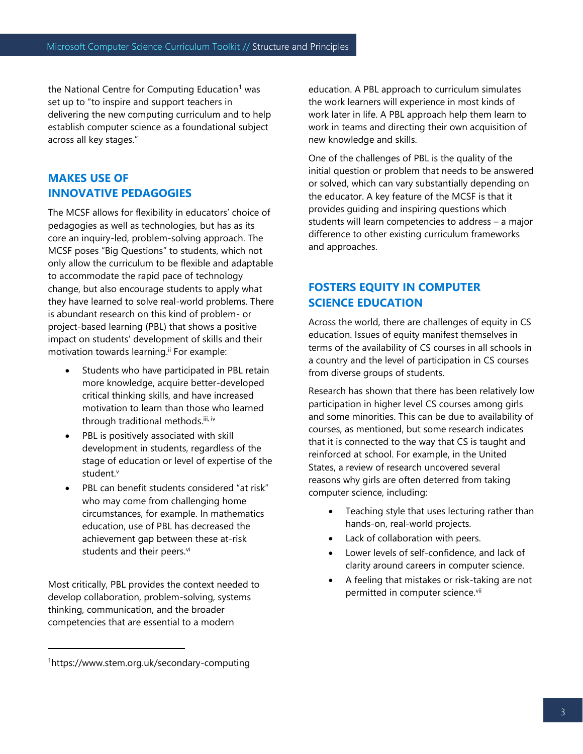the National Centre for Computing Education[1] was set up to "to inspire and support teachers in delivering the new computing curriculum and to help establish computer science as a foundational subject across all key stages."

## MAKES USE OF INNOVATIVE PEDAGOGIES

The MCSF allows for flexibility in educators' choice of pedagogies as well as technologies, but has as its core an inquiry-led, problem-solving approach. The MCSF poses "Big Questions" to students, which not only allow the curriculum to be flexible and adaptable to accommodate the rapid pace of technology change, but also encourage students to apply what they have learned to solve real-world problems. There is abundant research on this kind of problem- or project-based learning (PBL) that shows a positive impact on students' development of skills and their motivation towards learning.[ii] For example:

- Students who have participated in PBL retain more knowledge, acquire better-developed critical thinking skills, and have increased motivation to learn than those who learned through traditional methods.[iii, iv]
- PBL is positively associated with skill development in students, regardless of the stage of education or level of expertise of the student.[v]
- PBL can benefit students considered "at risk" who may come from challenging home circumstances, for example. In mathematics education, use of PBL has decreased the achievement gap between these at-risk students and their peers.[vi]

Most critically, PBL provides the context needed to develop collaboration, problem-solving, systems thinking, communication, and the broader competencies that are essential to a modern education. A PBL approach to curriculum simulates the work learners will experience in most kinds of work later in life. A PBL approach help them learn to work in teams and directing their own acquisition of new knowledge and skills.

One of the challenges of PBL is the quality of the initial question or problem that needs to be answered or solved, which can vary substantially depending on the educator. A key feature of the MCSF is that it provides guiding and inspiring questions which students will learn competencies to address – a major difference to other existing curriculum frameworks and approaches.

## FOSTERS EQUITY IN COMPUTER SCIENCE EDUCATION

Across the world, there are challenges of equity in CS education. Issues of equity manifest themselves in terms of the availability of CS courses in all schools in a country and the level of participation in CS courses from diverse groups of students.

Research has shown that there has been relatively low participation in higher level CS courses among girls and some minorities. This can be due to availability of courses, as mentioned, but some research indicates that it is connected to the way that CS is taught and reinforced at school. For example, in the United States, a review of research uncovered several reasons why girls are often deterred from taking computer science, including:

- Teaching style that uses lecturing rather than hands-on, real-world projects.
- Lack of collaboration with peers.
- Lower levels of self-confidence, and lack of clarity around careers in computer science.
- A feeling that mistakes or risk-taking are not permitted in computer science.[vii]

[1] https://www.stem.org.uk/secondary-computing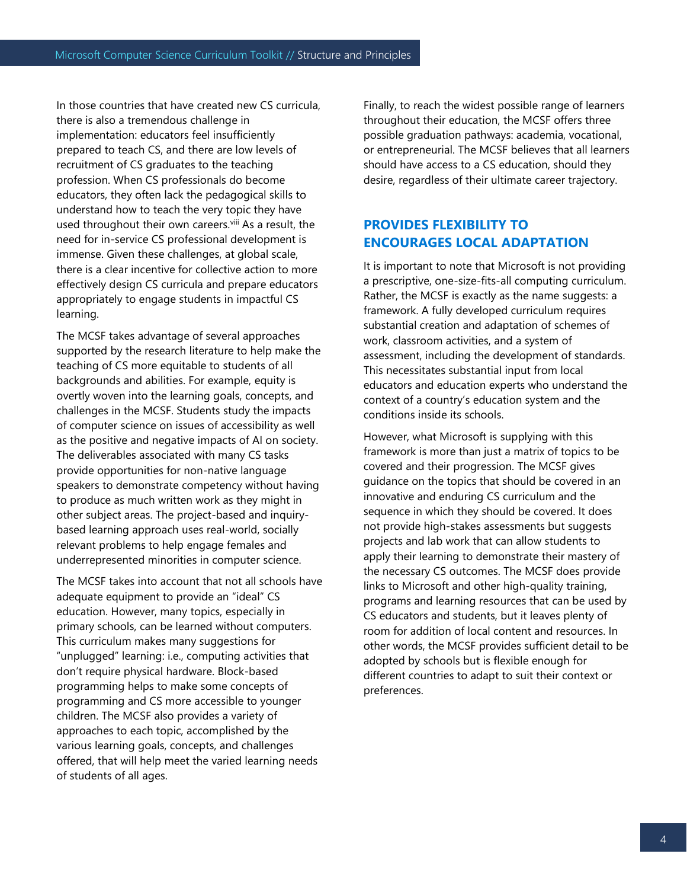In those countries that have created new CS curricula, there is also a tremendous challenge in implementation: educators feel insufficiently prepared to teach CS, and there are low levels of recruitment of CS graduates to the teaching profession. When CS professionals do become educators, they often lack the pedagogical skills to understand how to teach the very topic they have used throughout their own careers.[viii] As a result, the need for in-service CS professional development is immense. Given these challenges, at global scale, there is a clear incentive for collective action to more effectively design CS curricula and prepare educators appropriately to engage students in impactful CS learning.

The MCSF takes advantage of several approaches supported by the research literature to help make the teaching of CS more equitable to students of all backgrounds and abilities. For example, equity is overtly woven into the learning goals, concepts, and challenges in the MCSF. Students study the impacts of computer science on issues of accessibility as well as the positive and negative impacts of AI on society. The deliverables associated with many CS tasks provide opportunities for non-native language speakers to demonstrate competency without having to produce as much written work as they might in other subject areas. The project-based and inquiry-based learning approach uses real-world, socially relevant problems to help engage females and underrepresented minorities in computer science.

The MCSF takes into account that not all schools have adequate equipment to provide an "ideal" CS education. However, many topics, especially in primary schools, can be learned without computers. This curriculum makes many suggestions for "unplugged" learning: i.e., computing activities that don't require physical hardware. Block-based programming helps to make some concepts of programming and CS more accessible to younger children. The MCSF also provides a variety of approaches to each topic, accomplished by the various learning goals, concepts, and challenges offered, that will help meet the varied learning needs of students of all ages.

Finally, to reach the widest possible range of learners throughout their education, the MCSF offers three possible graduation pathways: academia, vocational, or entrepreneurial. The MCSF believes that all learners should have access to a CS education, should they desire, regardless of their ultimate career trajectory.

## PROVIDES FLEXIBILITY TO ENCOURAGES LOCAL ADAPTATION

It is important to note that Microsoft is not providing a prescriptive, one-size-fits-all computing curriculum. Rather, the MCSF is exactly as the name suggests: a framework. A fully developed curriculum requires substantial creation and adaptation of schemes of work, classroom activities, and a system of assessment, including the development of standards. This necessitates substantial input from local educators and education experts who understand the context of a country's education system and the conditions inside its schools.

However, what Microsoft is supplying with this framework is more than just a matrix of topics to be covered and their progression. The MCSF gives guidance on the topics that should be covered in an innovative and enduring CS curriculum and the sequence in which they should be covered. It does not provide high-stakes assessments but suggests projects and lab work that can allow students to apply their learning to demonstrate their mastery of the necessary CS outcomes. The MCSF does provide links to Microsoft and other high-quality training, programs and learning resources that can be used by CS educators and students, but it leaves plenty of room for addition of local content and resources. In other words, the MCSF provides sufficient detail to be adopted by schools but is flexible enough for different countries to adapt to suit their context or preferences.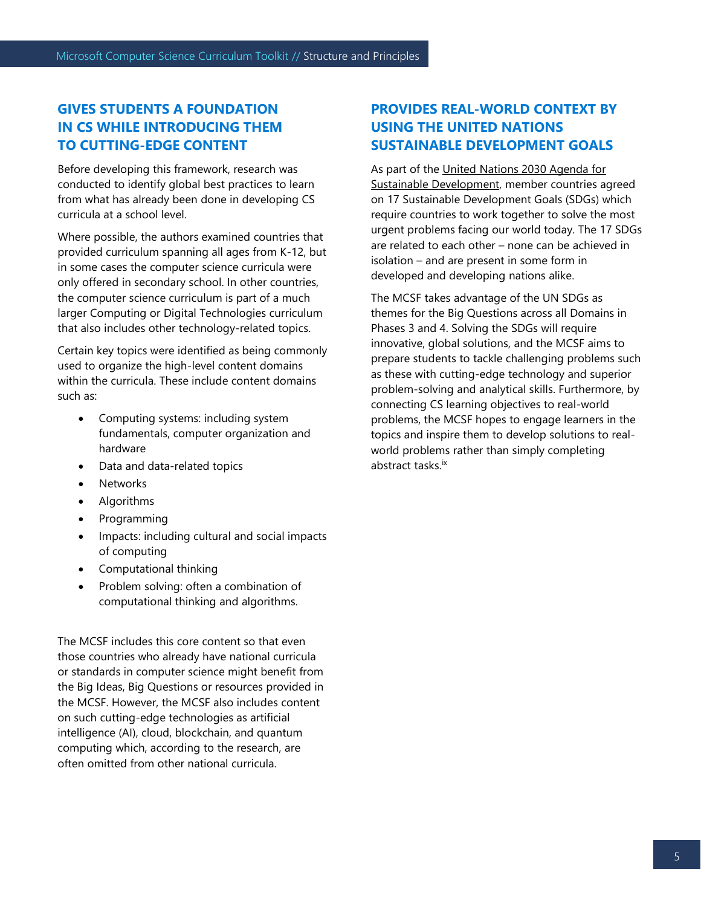## GIVES STUDENTS A FOUNDATION IN CS WHILE INTRODUCING THEM TO CUTTING-EDGE CONTENT

Before developing this framework, research was conducted to identify global best practices to learn from what has already been done in developing CS curricula at a school level.

Where possible, the authors examined countries that provided curriculum spanning all ages from K-12, but in some cases the computer science curricula were only offered in secondary school. In other countries, the computer science curriculum is part of a much larger Computing or Digital Technologies curriculum that also includes other technology-related topics.

Certain key topics were identified as being commonly used to organize the high-level content domains within the curricula. These include content domains such as:

- Computing systems: including system fundamentals, computer organization and hardware
- Data and data-related topics
- Networks
- Algorithms
- Programming
- Impacts: including cultural and social impacts of computing
- Computational thinking
- Problem solving: often a combination of computational thinking and algorithms.

The MCSF includes this core content so that even those countries who already have national curricula or standards in computer science might benefit from the Big Ideas, Big Questions or resources provided in the MCSF. However, the MCSF also includes content on such cutting-edge technologies as artificial intelligence (AI), cloud, blockchain, and quantum computing which, according to the research, are often omitted from other national curricula.

## PROVIDES REAL-WORLD CONTEXT BY USING THE UNITED NATIONS SUSTAINABLE DEVELOPMENT GOALS

As part of the United Nations 2030 Agenda for Sustainable Development, member countries agreed on 17 Sustainable Development Goals (SDGs) which require countries to work together to solve the most urgent problems facing our world today. The 17 SDGs are related to each other – none can be achieved in isolation – and are present in some form in developed and developing nations alike.

The MCSF takes advantage of the UN SDGs as themes for the Big Questions across all Domains in Phases 3 and 4. Solving the SDGs will require innovative, global solutions, and the MCSF aims to prepare students to tackle challenging problems such as these with cutting-edge technology and superior problem-solving and analytical skills. Furthermore, by connecting CS learning objectives to real-world problems, the MCSF hopes to engage learners in the topics and inspire them to develop solutions to real-world problems rather than simply completing abstract tasks.[ix]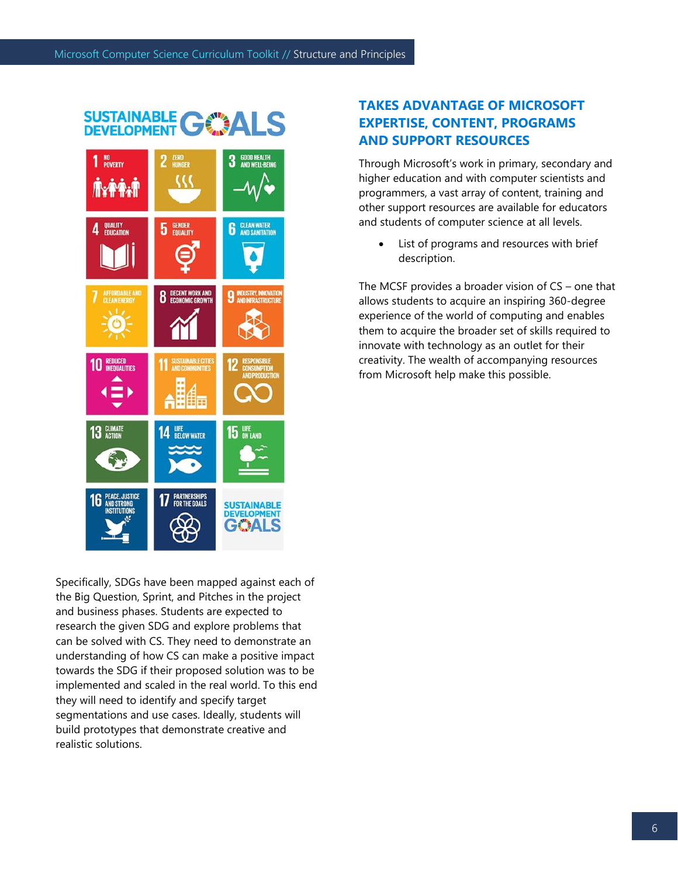Specifically, SDGs have been mapped against each of the Big Question, Sprint, and Pitches in the project and business phases. Students are expected to research the given SDG and explore problems that can be solved with CS. They need to demonstrate an understanding of how CS can make a positive impact towards the SDG if their proposed solution was to be implemented and scaled in the real world. To this end they will need to identify and specify target segmentations and use cases. Ideally, students will build prototypes that demonstrate creative and realistic solutions.

## TAKES ADVANTAGE OF MICROSOFT EXPERTISE, CONTENT, PROGRAMS AND SUPPORT RESOURCES

Through Microsoft's work in primary, secondary and higher education and with computer scientists and programmers, a vast array of content, training and other support resources are available for educators and students of computer science at all levels.

- List of programs and resources with brief description.

The MCSF provides a broader vision of CS – one that allows students to acquire an inspiring 360-degree experience of the world of computing and enables them to acquire the broader set of skills required to innovate with technology as an outlet for their creativity. The wealth of accompanying resources from Microsoft help make this possible.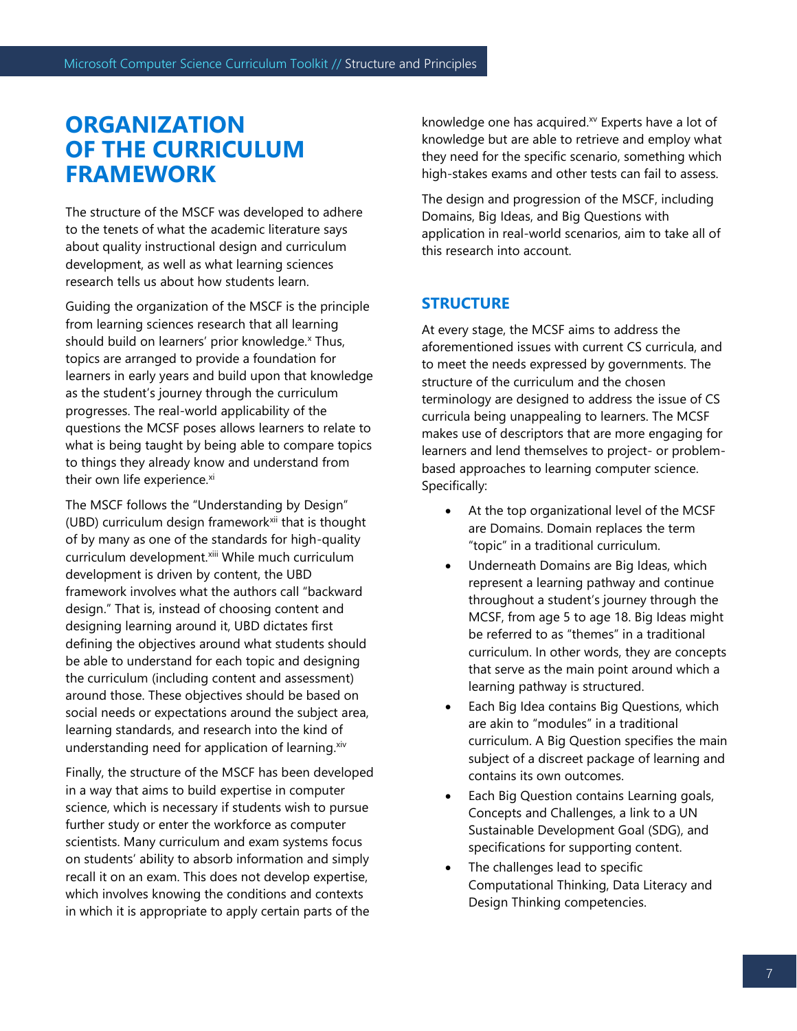# ORGANIZATION OF THE CURRICULUM FRAMEWORK

The structure of the MSCF was developed to adhere to the tenets of what the academic literature says about quality instructional design and curriculum development, as well as what learning sciences research tells us about how students learn.

Guiding the organization of the MSCF is the principle from learning sciences research that all learning should build on learners' prior knowledge.[x] Thus, topics are arranged to provide a foundation for learners in early years and build upon that knowledge as the student's journey through the curriculum progresses. The real-world applicability of the questions the MCSF poses allows learners to relate to what is being taught by being able to compare topics to things they already know and understand from their own life experience.[xi]

The MSCF follows the "Understanding by Design" (UBD) curriculum design framework[xii] that is thought of by many as one of the standards for high-quality curriculum development.[xiii] While much curriculum development is driven by content, the UBD framework involves what the authors call "backward design." That is, instead of choosing content and designing learning around it, UBD dictates first defining the objectives around what students should be able to understand for each topic and designing the curriculum (including content and assessment) around those. These objectives should be based on social needs or expectations around the subject area, learning standards, and research into the kind of understanding need for application of learning.[xiv]

Finally, the structure of the MSCF has been developed in a way that aims to build expertise in computer science, which is necessary if students wish to pursue further study or enter the workforce as computer scientists. Many curriculum and exam systems focus on students' ability to absorb information and simply recall it on an exam. This does not develop expertise, which involves knowing the conditions and contexts in which it is appropriate to apply certain parts of the knowledge one has acquired.[xv] Experts have a lot of knowledge but are able to retrieve and employ what they need for the specific scenario, something which high-stakes exams and other tests can fail to assess.

The design and progression of the MSCF, including Domains, Big Ideas, and Big Questions with application in real-world scenarios, aim to take all of this research into account.

## STRUCTURE

At every stage, the MCSF aims to address the aforementioned issues with current CS curricula, and to meet the needs expressed by governments. The structure of the curriculum and the chosen terminology are designed to address the issue of CS curricula being unappealing to learners. The MCSF makes use of descriptors that are more engaging for learners and lend themselves to project- or problem-based approaches to learning computer science. Specifically:

- At the top organizational level of the MCSF are Domains. Domain replaces the term "topic" in a traditional curriculum.
- Underneath Domains are Big Ideas, which represent a learning pathway and continue throughout a student's journey through the MCSF, from age 5 to age 18. Big Ideas might be referred to as "themes" in a traditional curriculum. In other words, they are concepts that serve as the main point around which a learning pathway is structured.
- Each Big Idea contains Big Questions, which are akin to "modules" in a traditional curriculum. A Big Question specifies the main subject of a discreet package of learning and contains its own outcomes.
- Each Big Question contains Learning goals, Concepts and Challenges, a link to a UN Sustainable Development Goal (SDG), and specifications for supporting content.
- The challenges lead to specific Computational Thinking, Data Literacy and Design Thinking competencies.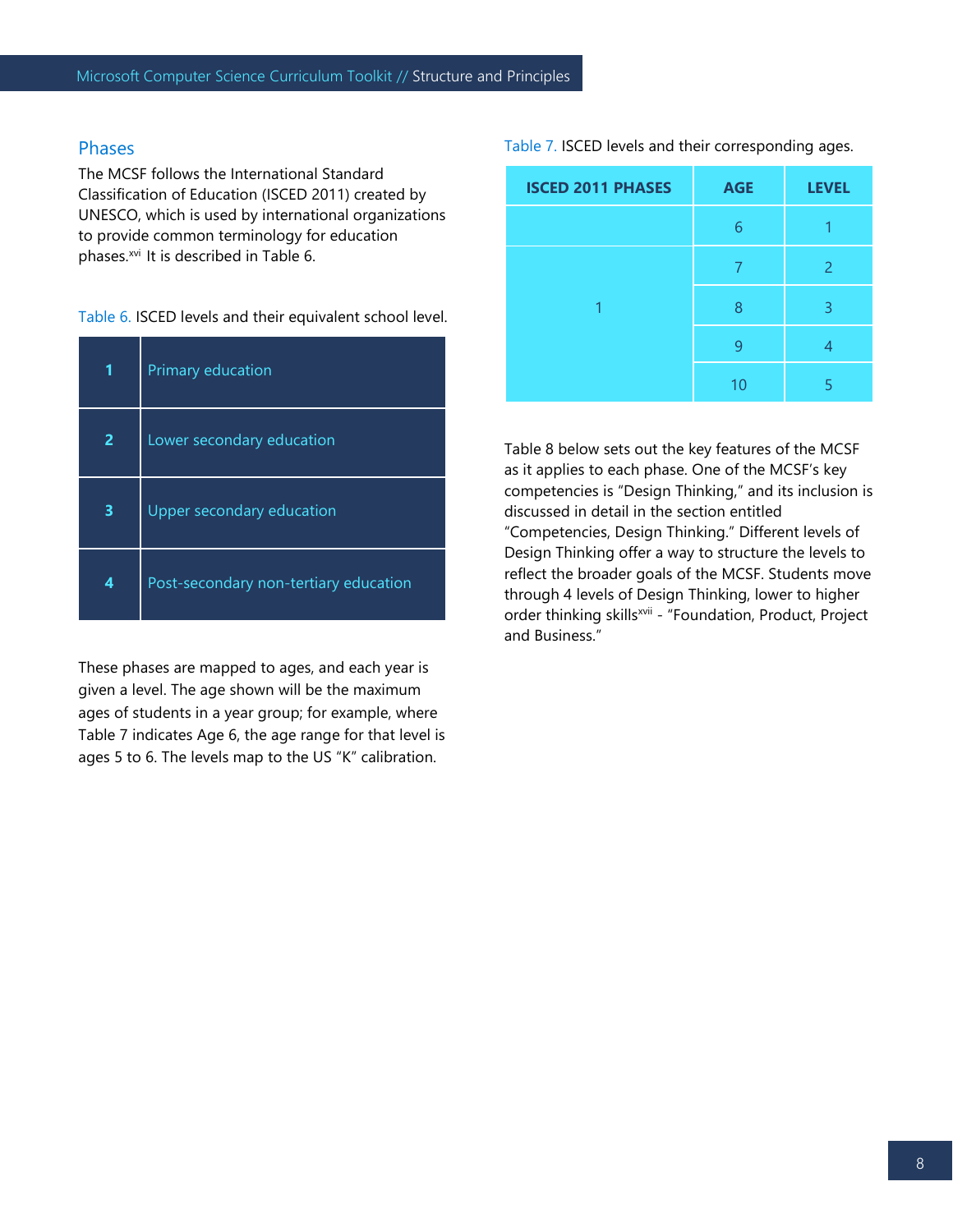## Phases

The MCSF follows the International Standard Classification of Education (ISCED 2011) created by UNESCO, which is used by international organizations to provide common terminology for education phases.[xvi] It is described in Table 6.

Table 6. ISCED levels and their equivalent school level.

| | |
|---|---|
| **1** | Primary education |
| **2** | Lower secondary education |
| **3** | Upper secondary education |
| **4** | Post-secondary non-tertiary education |

These phases are mapped to ages, and each year is given a level. The age shown will be the maximum ages of students in a year group; for example, where Table 7 indicates Age 6, the age range for that level is ages 5 to 6. The levels map to the US "K" calibration.

Table 7. ISCED levels and their corresponding ages.

| ISCED 2011 PHASES | AGE | LEVEL |
|---|---|---|
| | 6 | 1 |
| 1 | 7 | 2 |
| | 8 | 3 |
| | 9 | 4 |
| | 10 | 5 |

Table 8 below sets out the key features of the MCSF as it applies to each phase. One of the MCSF's key competencies is "Design Thinking," and its inclusion is discussed in detail in the section entitled "Competencies, Design Thinking." Different levels of Design Thinking offer a way to structure the levels to reflect the broader goals of the MCSF. Students move through 4 levels of Design Thinking, lower to higher order thinking skills[xvii] - "Foundation, Product, Project and Business."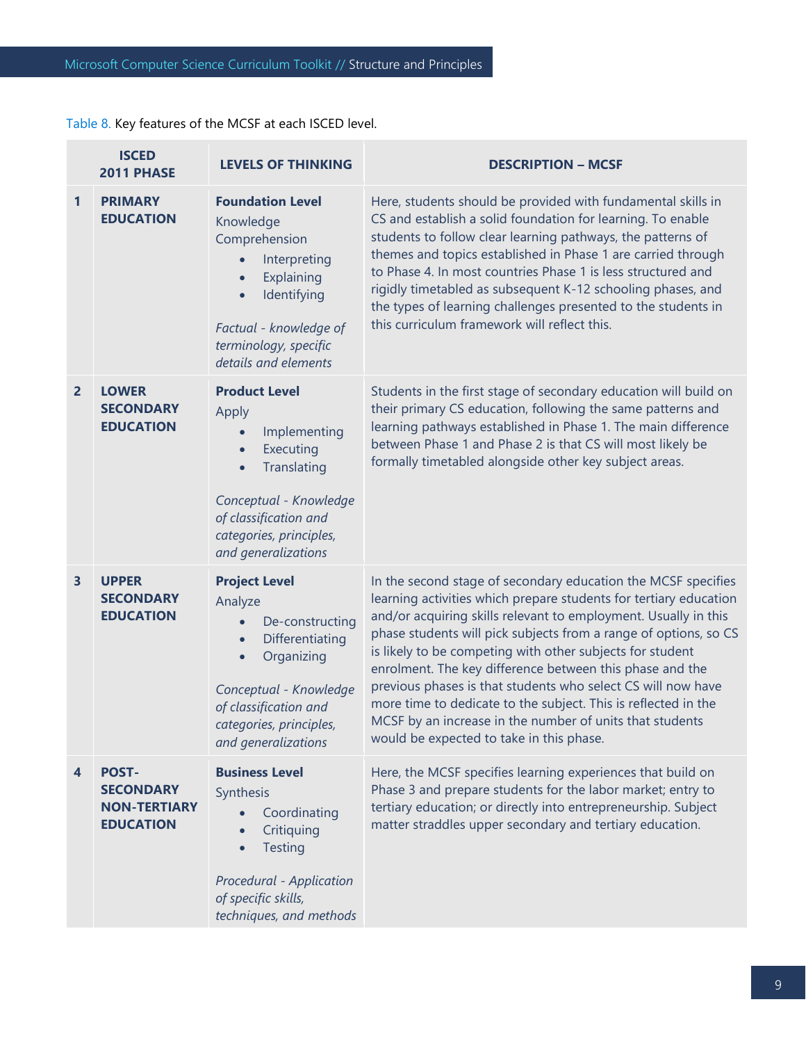Table 8. Key features of the MCSF at each ISCED level.

| | ISCED 2011 PHASE | LEVELS OF THINKING | DESCRIPTION – MCSF |
|---|---|---|---|
| 1 | **PRIMARY EDUCATION** | **Foundation Level**<br>Knowledge<br>Comprehension<br>• Interpreting<br>• Explaining<br>• Identifying<br><br>*Factual - knowledge of terminology, specific details and elements* | Here, students should be provided with fundamental skills in CS and establish a solid foundation for learning. To enable students to follow clear learning pathways, the patterns of themes and topics established in Phase 1 are carried through to Phase 4. In most countries Phase 1 is less structured and rigidly timetabled as subsequent K-12 schooling phases, and the types of learning challenges presented to the students in this curriculum framework will reflect this. |
| 2 | **LOWER SECONDARY EDUCATION** | **Product Level**<br>Apply<br>• Implementing<br>• Executing<br>• Translating<br><br>*Conceptual - Knowledge of classification and categories, principles, and generalizations* | Students in the first stage of secondary education will build on their primary CS education, following the same patterns and learning pathways established in Phase 1. The main difference between Phase 1 and Phase 2 is that CS will most likely be formally timetabled alongside other key subject areas. |
| 3 | **UPPER SECONDARY EDUCATION** | **Project Level**<br>Analyze<br>• De-constructing<br>• Differentiating<br>• Organizing<br><br>*Conceptual - Knowledge of classification and categories, principles, and generalizations* | In the second stage of secondary education the MCSF specifies learning activities which prepare students for tertiary education and/or acquiring skills relevant to employment. Usually in this phase students will pick subjects from a range of options, so CS is likely to be competing with other subjects for student enrolment. The key difference between this phase and the previous phases is that students who select CS will now have more time to dedicate to the subject. This is reflected in the MCSF by an increase in the number of units that students would be expected to take in this phase. |
| 4 | **POST-SECONDARY NON-TERTIARY EDUCATION** | **Business Level**<br>Synthesis<br>• Coordinating<br>• Critiquing<br>• Testing<br><br>*Procedural - Application of specific skills, techniques, and methods* | Here, the MCSF specifies learning experiences that build on Phase 3 and prepare students for the labor market; entry to tertiary education; or directly into entrepreneurship. Subject matter straddles upper secondary and tertiary education. |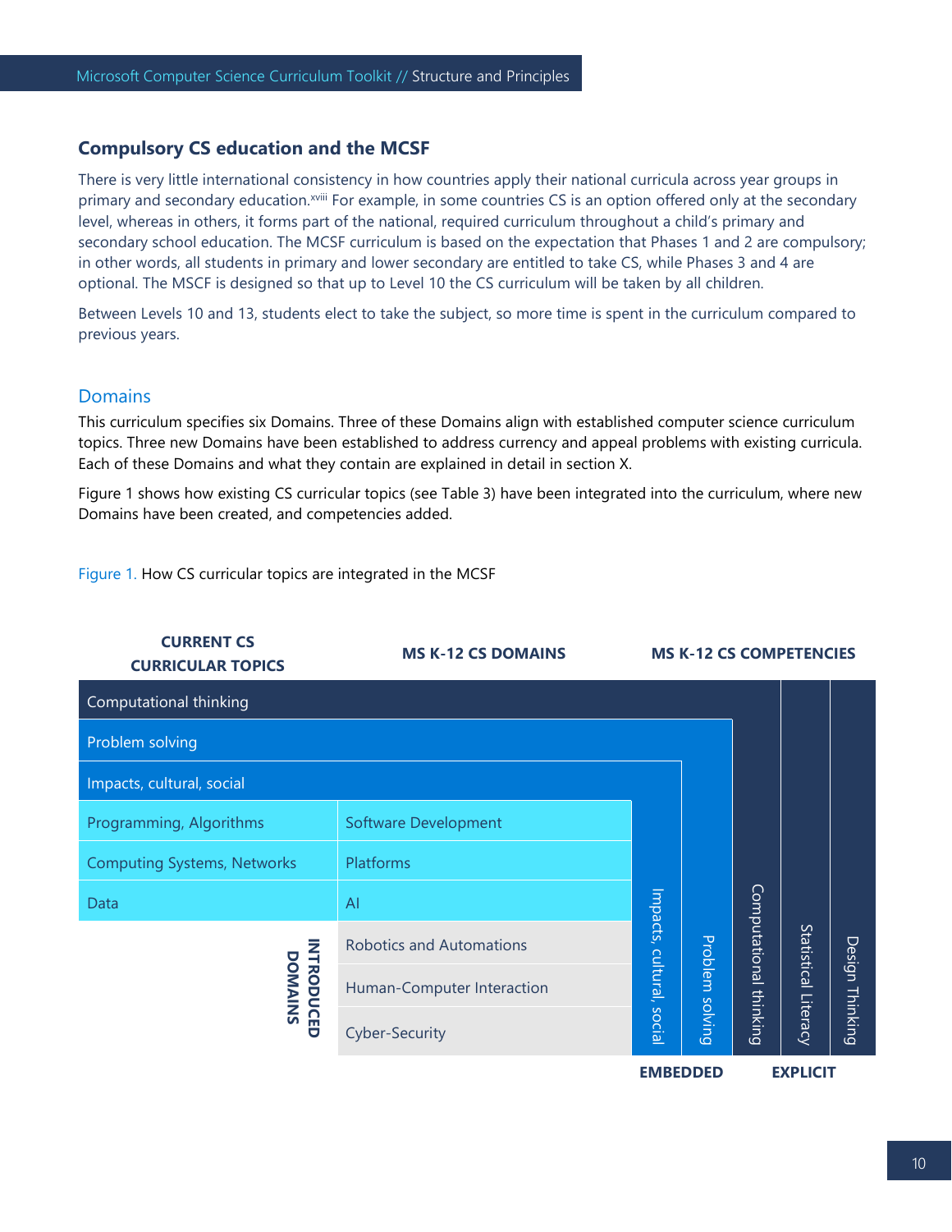## Compulsory CS education and the MCSF

There is very little international consistency in how countries apply their national curricula across year groups in primary and secondary education.[xviii] For example, in some countries CS is an option offered only at the secondary level, whereas in others, it forms part of the national, required curriculum throughout a child's primary and secondary school education. The MCSF curriculum is based on the expectation that Phases 1 and 2 are compulsory; in other words, all students in primary and lower secondary are entitled to take CS, while Phases 3 and 4 are optional. The MSCF is designed so that up to Level 10 the CS curriculum will be taken by all children.

Between Levels 10 and 13, students elect to take the subject, so more time is spent in the curriculum compared to previous years.

### Domains

This curriculum specifies six Domains. Three of these Domains align with established computer science curriculum topics. Three new Domains have been established to address currency and appeal problems with existing curricula. Each of these Domains and what they contain are explained in detail in section X.

Figure 1 shows how existing CS curricular topics (see Table 3) have been integrated into the curriculum, where new Domains have been created, and competencies added.

Figure 1. How CS curricular topics are integrated in the MCSF

| CURRENT CS CURRICULAR TOPICS | MS K-12 CS DOMAINS | MS K-12 CS COMPETENCIES |
|---|---|---|
| Computational thinking | | Computational thinking (Explicit) |
| Problem solving | | Problem solving (Embedded) |
| Impacts, cultural, social | | Impacts, cultural, social (Embedded) |
| Programming, Algorithms | Software Development | |
| Computing Systems, Networks | Platforms | |
| Data | AI | |
| INTRODUCED DOMAINS | Robotics and Automations | |
| | Human-Computer Interaction | |
| | Cyber-Security | |
| | | Statistical Literacy (Explicit) |
| | | Design Thinking (Explicit) |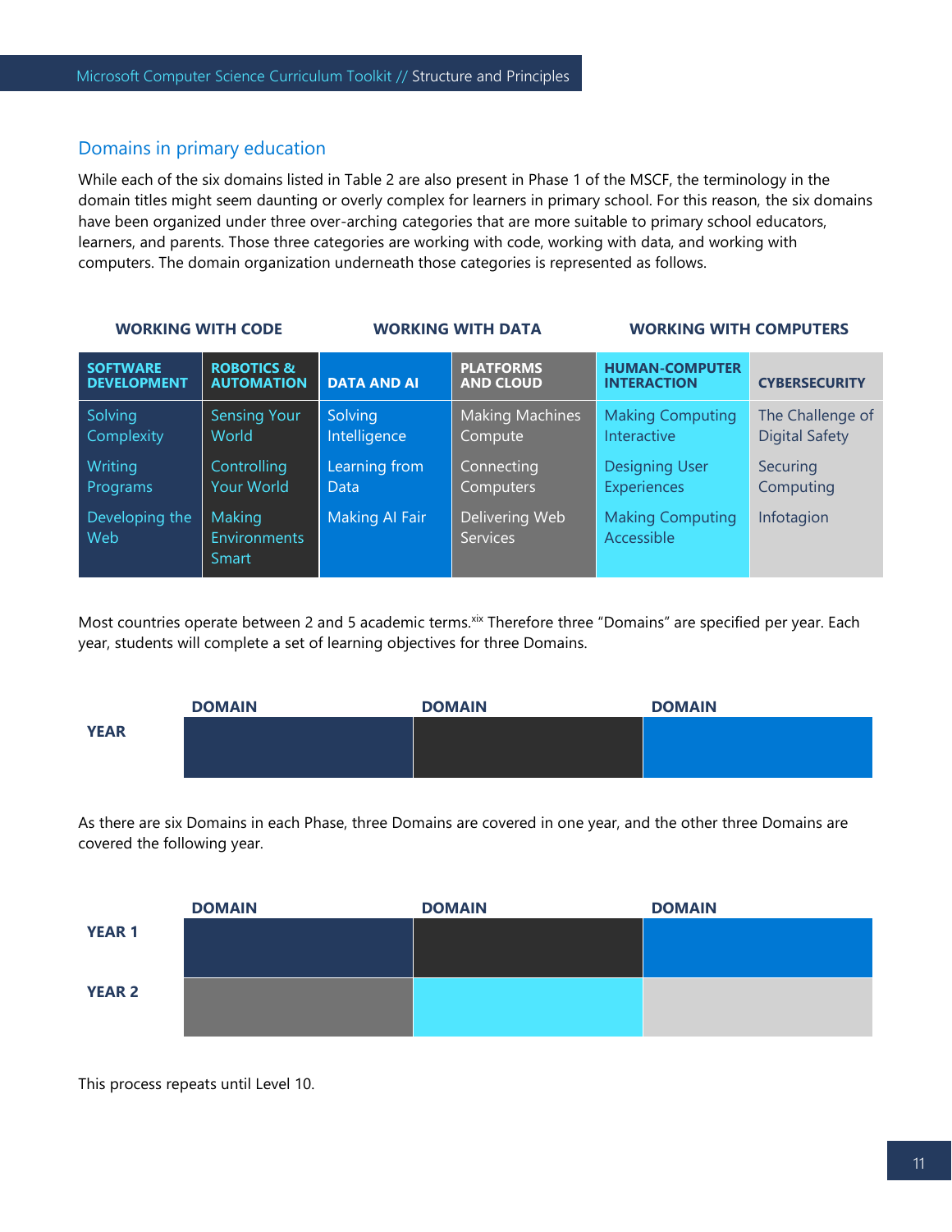## Domains in primary education

While each of the six domains listed in Table 2 are also present in Phase 1 of the MSCF, the terminology in the domain titles might seem daunting or overly complex for learners in primary school. For this reason, the six domains have been organized under three over-arching categories that are more suitable to primary school educators, learners, and parents. Those three categories are working with code, working with data, and working with computers. The domain organization underneath those categories is represented as follows.

| WORKING WITH CODE | | WORKING WITH DATA | | WORKING WITH COMPUTERS | |
|---|---|---|---|---|---|
| **SOFTWARE DEVELOPMENT** | **ROBOTICS & AUTOMATION** | **DATA AND AI** | **PLATFORMS AND CLOUD** | **HUMAN-COMPUTER INTERACTION** | **CYBERSECURITY** |
| Solving Complexity | Sensing Your World | Solving Intelligence | Making Machines Compute | Making Computing Interactive | The Challenge of Digital Safety |
| Writing Programs | Controlling Your World | Learning from Data | Connecting Computers | Designing User Experiences | Securing Computing |
| Developing the Web | Making Environments Smart | Making AI Fair | Delivering Web Services | Making Computing Accessible | Infotagion |

Most countries operate between 2 and 5 academic terms.[xix] Therefore three "Domains" are specified per year. Each year, students will complete a set of learning objectives for three Domains.

| | DOMAIN | DOMAIN | DOMAIN |
|---|---|---|---|
| YEAR | | | |

As there are six Domains in each Phase, three Domains are covered in one year, and the other three Domains are covered the following year.

| | DOMAIN | DOMAIN | DOMAIN |
|---|---|---|---|
| YEAR 1 | | | |
| YEAR 2 | | | |

This process repeats until Level 10.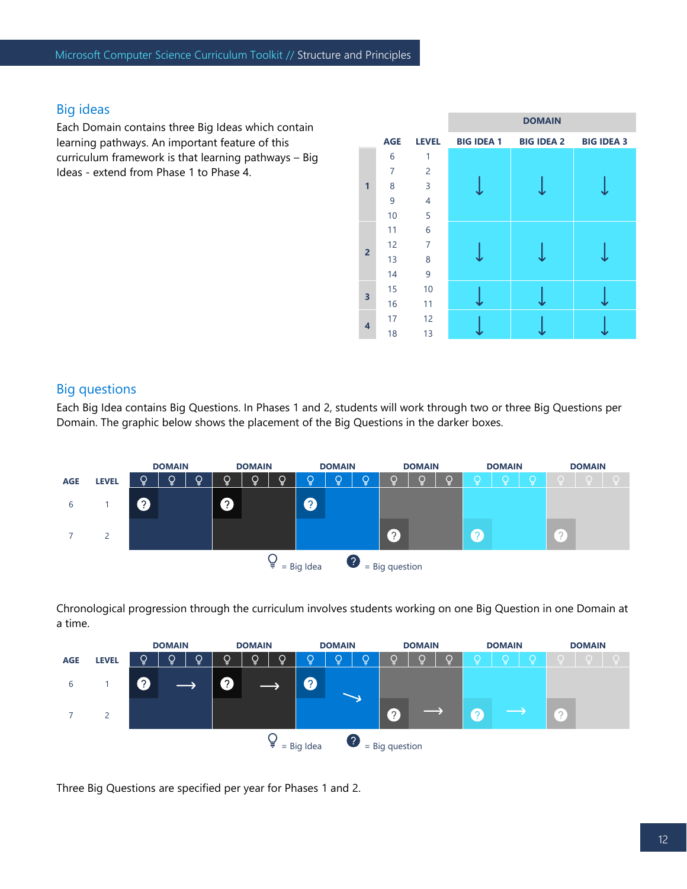## Big ideas

Each Domain contains three Big Ideas which contain learning pathways. An important feature of this curriculum framework is that learning pathways – Big Ideas - extend from Phase 1 to Phase 4.

| | AGE | LEVEL | DOMAIN | | |
|---|---|---|---|---|---|
| | | | BIG IDEA 1 | BIG IDEA 2 | BIG IDEA 3 |
| 1 | 6 | 1 | ↓ | ↓ | ↓ |
| | 7 | 2 | | | |
| | 8 | 3 | | | |
| | 9 | 4 | | | |
| | 10 | 5 | | | |
| 2 | 11 | 6 | ↓ | ↓ | ↓ |
| | 12 | 7 | | | |
| | 13 | 8 | | | |
| | 14 | 9 | | | |
| 3 | 15 | 10 | ↓ | ↓ | ↓ |
| | 16 | 11 | | | |
| 4 | 17 | 12 | ↓ | ↓ | ↓ |
| | 18 | 13 | | | |

## Big questions

Each Big Idea contains Big Questions. In Phases 1 and 2, students will work through two or three Big Questions per Domain. The graphic below shows the placement of the Big Questions in the darker boxes.

| AGE | LEVEL | DOMAIN | DOMAIN | DOMAIN | DOMAIN | DOMAIN | DOMAIN |
|---|---|---|---|---|---|---|---|
| 6 | 1 | ? | ? | ? | | | |
| 7 | 2 | | | | ? | ? | ? |

= Big Idea    = Big question

Chronological progression through the curriculum involves students working on one Big Question in one Domain at a time.

| AGE | LEVEL | DOMAIN | DOMAIN | DOMAIN | DOMAIN | DOMAIN | DOMAIN |
|---|---|---|---|---|---|---|---|
| 6 | 1 | ? → | ? → | ? ↘ | | | |
| 7 | 2 | | | | ? → | ? → | ? |

= Big Idea    = Big question

Three Big Questions are specified per year for Phases 1 and 2.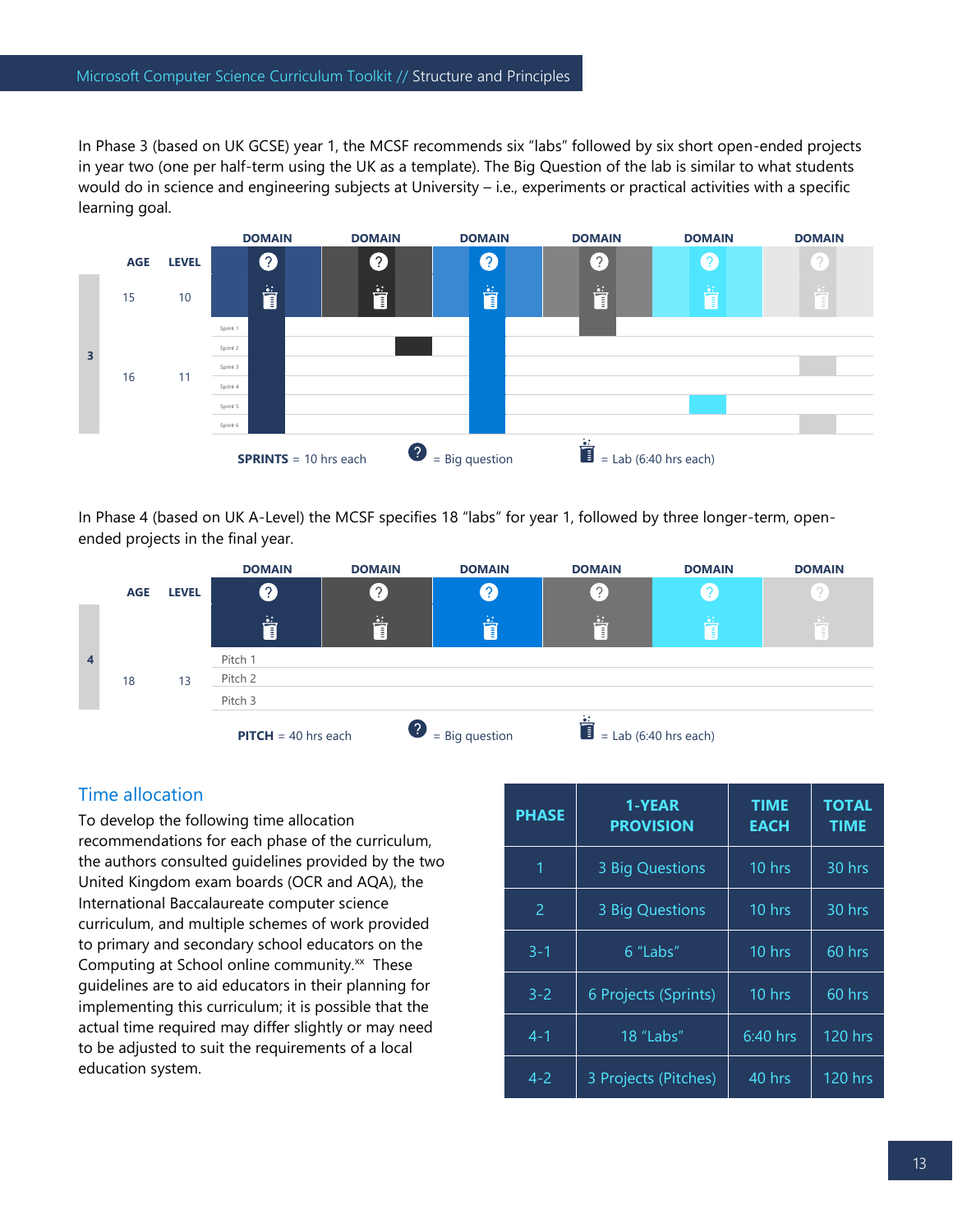In Phase 3 (based on UK GCSE) year 1, the MCSF recommends six "labs" followed by six short open-ended projects in year two (one per half-term using the UK as a template). The Big Question of the lab is similar to what students would do in science and engineering subjects at University – i.e., experiments or practical activities with a specific learning goal.

| | AGE | LEVEL | | DOMAIN | DOMAIN | DOMAIN | DOMAIN | DOMAIN | DOMAIN |
|---|---|---|---|---|---|---|---|---|---|
| 3 | 15 | 10 | | | | | | | |
| | | | Sprint 1 | | | | | | |
| | | | Sprint 2 | | | | | | |
| | 16 | 11 | Sprint 3 | | | | | | |
| | | | Sprint 4 | | | | | | |
| | | | Sprint 5 | | | | | | |
| | | | Sprint 6 | | | | | | |

**SPRINTS** = 10 hrs each  ? = Big question  Lab (6:40 hrs each)

In Phase 4 (based on UK A-Level) the MCSF specifies 18 "labs" for year 1, followed by three longer-term, open-ended projects in the final year.

| | AGE | LEVEL | | DOMAIN | DOMAIN | DOMAIN | DOMAIN | DOMAIN | DOMAIN |
|---|---|---|---|---|---|---|---|---|---|
| 4 | | | Pitch 1 | | | | | | |
| | 18 | 13 | Pitch 2 | | | | | | |
| | | | Pitch 3 | | | | | | |

**PITCH** = 40 hrs each  ? = Big question  Lab (6:40 hrs each)

## Time allocation

To develop the following time allocation recommendations for each phase of the curriculum, the authors consulted guidelines provided by the two United Kingdom exam boards (OCR and AQA), the International Baccalaureate computer science curriculum, and multiple schemes of work provided to primary and secondary school educators on the Computing at School online community.[xx] These guidelines are to aid educators in their planning for implementing this curriculum; it is possible that the actual time required may differ slightly or may need to be adjusted to suit the requirements of a local education system.

| PHASE | 1-YEAR PROVISION | TIME EACH | TOTAL TIME |
|---|---|---|---|
| 1 | 3 Big Questions | 10 hrs | 30 hrs |
| 2 | 3 Big Questions | 10 hrs | 30 hrs |
| 3-1 | 6 "Labs" | 10 hrs | 60 hrs |
| 3-2 | 6 Projects (Sprints) | 10 hrs | 60 hrs |
| 4-1 | 18 "Labs" | 6:40 hrs | 120 hrs |
| 4-2 | 3 Projects (Pitches) | 40 hrs | 120 hrs |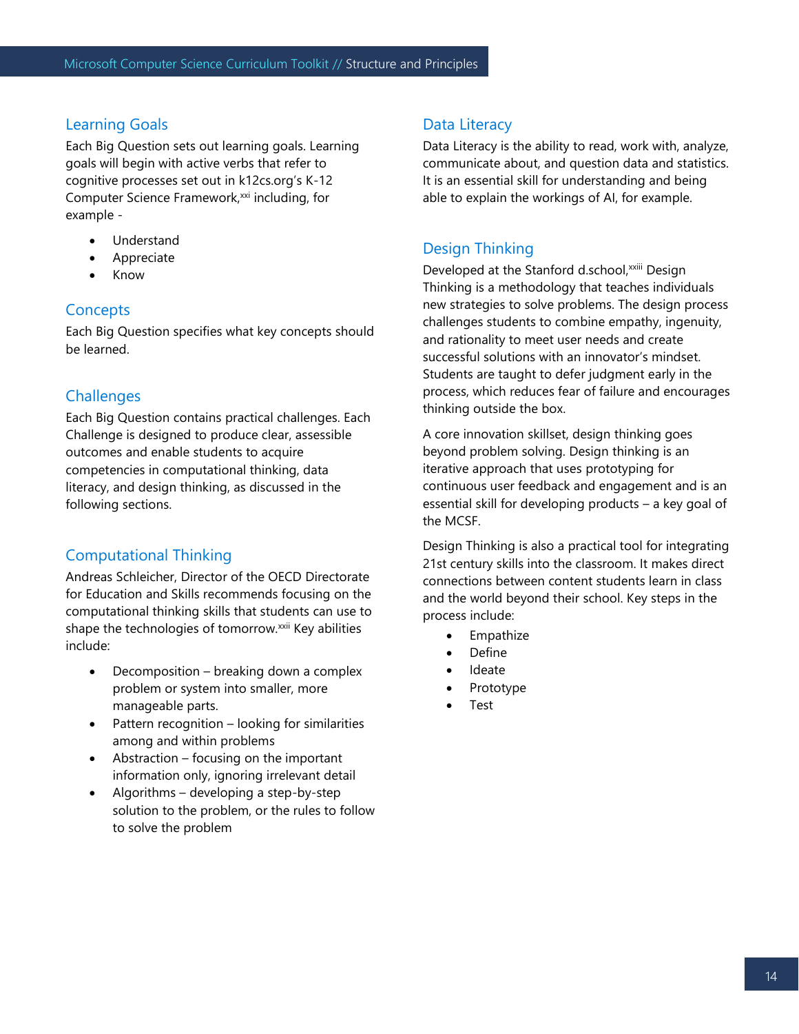## Learning Goals

Each Big Question sets out learning goals. Learning goals will begin with active verbs that refer to cognitive processes set out in k12cs.org's K-12 Computer Science Framework,[xxi] including, for example -

- Understand
- Appreciate
- Know

## Concepts

Each Big Question specifies what key concepts should be learned.

## Challenges

Each Big Question contains practical challenges. Each Challenge is designed to produce clear, assessible outcomes and enable students to acquire competencies in computational thinking, data literacy, and design thinking, as discussed in the following sections.

## Computational Thinking

Andreas Schleicher, Director of the OECD Directorate for Education and Skills recommends focusing on the computational thinking skills that students can use to shape the technologies of tomorrow.[xxii] Key abilities include:

- Decomposition – breaking down a complex problem or system into smaller, more manageable parts.
- Pattern recognition – looking for similarities among and within problems
- Abstraction – focusing on the important information only, ignoring irrelevant detail
- Algorithms – developing a step-by-step solution to the problem, or the rules to follow to solve the problem

## Data Literacy

Data Literacy is the ability to read, work with, analyze, communicate about, and question data and statistics. It is an essential skill for understanding and being able to explain the workings of AI, for example.

## Design Thinking

Developed at the Stanford d.school,[xxiii] Design Thinking is a methodology that teaches individuals new strategies to solve problems. The design process challenges students to combine empathy, ingenuity, and rationality to meet user needs and create successful solutions with an innovator's mindset. Students are taught to defer judgment early in the process, which reduces fear of failure and encourages thinking outside the box.

A core innovation skillset, design thinking goes beyond problem solving. Design thinking is an iterative approach that uses prototyping for continuous user feedback and engagement and is an essential skill for developing products – a key goal of the MCSF.

Design Thinking is also a practical tool for integrating 21st century skills into the classroom. It makes direct connections between content students learn in class and the world beyond their school. Key steps in the process include:

- Empathize
- Define
- Ideate
- Prototype
- Test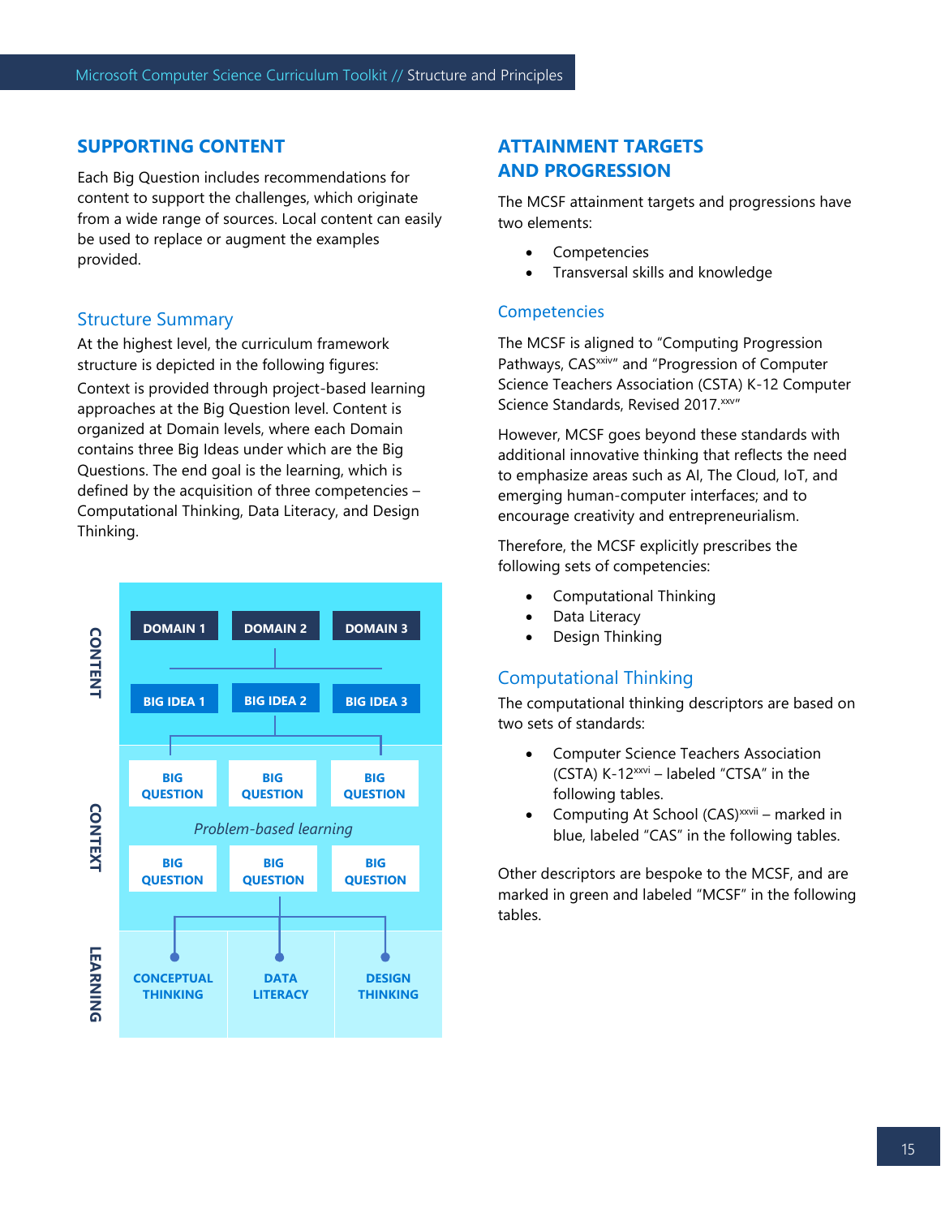## SUPPORTING CONTENT

Each Big Question includes recommendations for content to support the challenges, which originate from a wide range of sources. Local content can easily be used to replace or augment the examples provided.

### Structure Summary

At the highest level, the curriculum framework structure is depicted in the following figures:

Context is provided through project-based learning approaches at the Big Question level. Content is organized at Domain levels, where each Domain contains three Big Ideas under which are the Big Questions. The end goal is the learning, which is defined by the acquisition of three competencies – Computational Thinking, Data Literacy, and Design Thinking.

CONTENT

DOMAIN 1 | DOMAIN 2 | DOMAIN 3

BIG IDEA 1 | BIG IDEA 2 | BIG IDEA 3

CONTEXT

BIG QUESTION | BIG QUESTION | BIG QUESTION

*Problem-based learning*

BIG QUESTION | BIG QUESTION | BIG QUESTION

LEARNING

CONCEPTUAL THINKING | DATA LITERACY | DESIGN THINKING

## ATTAINMENT TARGETS AND PROGRESSION

The MCSF attainment targets and progressions have two elements:

- Competencies
- Transversal skills and knowledge

### Competencies

The MCSF is aligned to "Computing Progression Pathways, CAS[xxiv]" and "Progression of Computer Science Teachers Association (CSTA) K-12 Computer Science Standards, Revised 2017.[xxv]"

However, MCSF goes beyond these standards with additional innovative thinking that reflects the need to emphasize areas such as AI, The Cloud, IoT, and emerging human-computer interfaces; and to encourage creativity and entrepreneurialism.

Therefore, the MCSF explicitly prescribes the following sets of competencies:

- Computational Thinking
- Data Literacy
- Design Thinking

### Computational Thinking

The computational thinking descriptors are based on two sets of standards:

- Computer Science Teachers Association (CSTA) K-12[xxvi] – labeled "CTSA" in the following tables.
- Computing At School (CAS)[xxvii] – marked in blue, labeled "CAS" in the following tables.

Other descriptors are bespoke to the MCSF, and are marked in green and labeled "MCSF" in the following tables.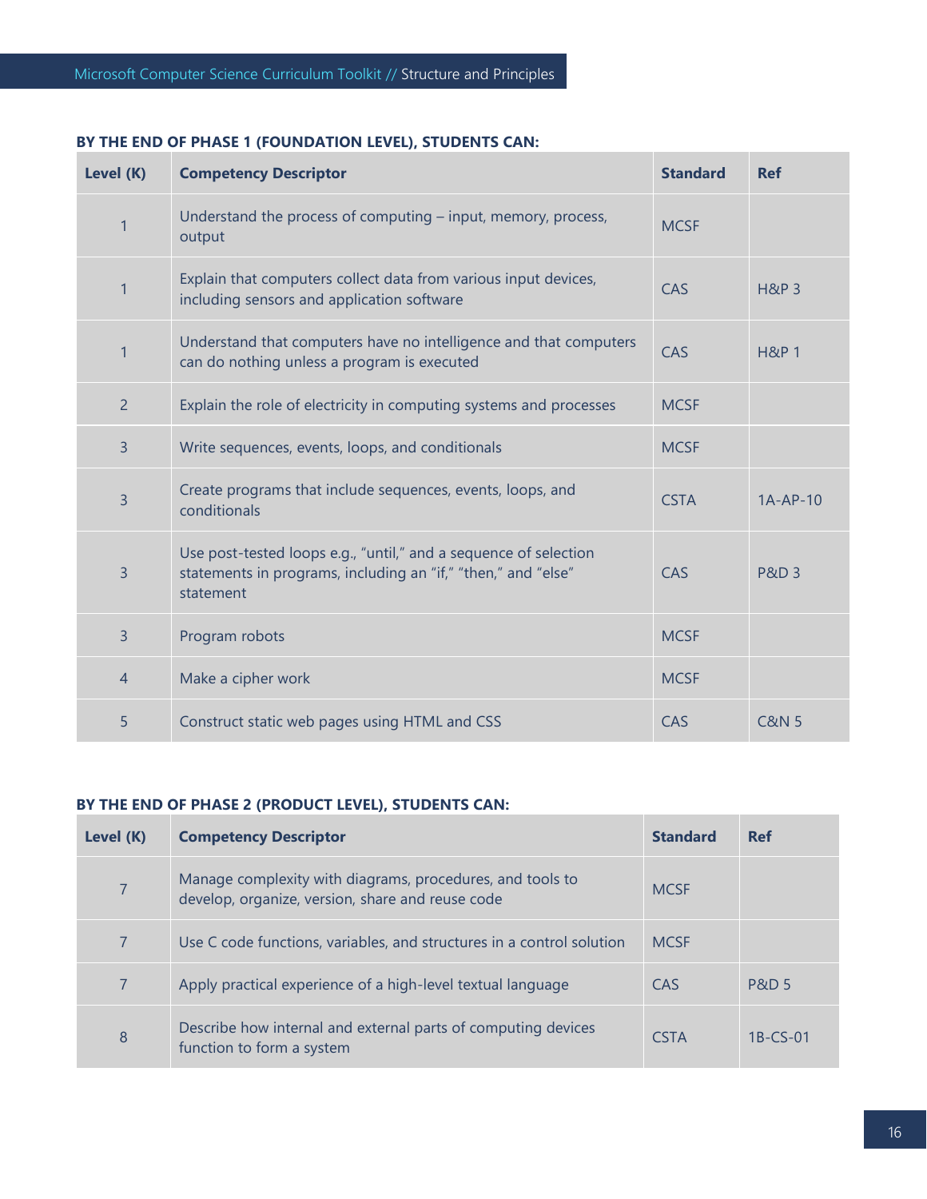**BY THE END OF PHASE 1 (FOUNDATION LEVEL), STUDENTS CAN:**

| Level (K) | Competency Descriptor | Standard | Ref |
|---|---|---|---|
| 1 | Understand the process of computing – input, memory, process, output | MCSF | |
| 1 | Explain that computers collect data from various input devices, including sensors and application software | CAS | H&P 3 |
| 1 | Understand that computers have no intelligence and that computers can do nothing unless a program is executed | CAS | H&P 1 |
| 2 | Explain the role of electricity in computing systems and processes | MCSF | |
| 3 | Write sequences, events, loops, and conditionals | MCSF | |
| 3 | Create programs that include sequences, events, loops, and conditionals | CSTA | 1A-AP-10 |
| 3 | Use post-tested loops e.g., "until," and a sequence of selection statements in programs, including an "if," "then," and "else" statement | CAS | P&D 3 |
| 3 | Program robots | MCSF | |
| 4 | Make a cipher work | MCSF | |
| 5 | Construct static web pages using HTML and CSS | CAS | C&N 5 |

**BY THE END OF PHASE 2 (PRODUCT LEVEL), STUDENTS CAN:**

| Level (K) | Competency Descriptor | Standard | Ref |
|---|---|---|---|
| 7 | Manage complexity with diagrams, procedures, and tools to develop, organize, version, share and reuse code | MCSF | |
| 7 | Use C code functions, variables, and structures in a control solution | MCSF | |
| 7 | Apply practical experience of a high-level textual language | CAS | P&D 5 |
| 8 | Describe how internal and external parts of computing devices function to form a system | CSTA | 1B-CS-01 |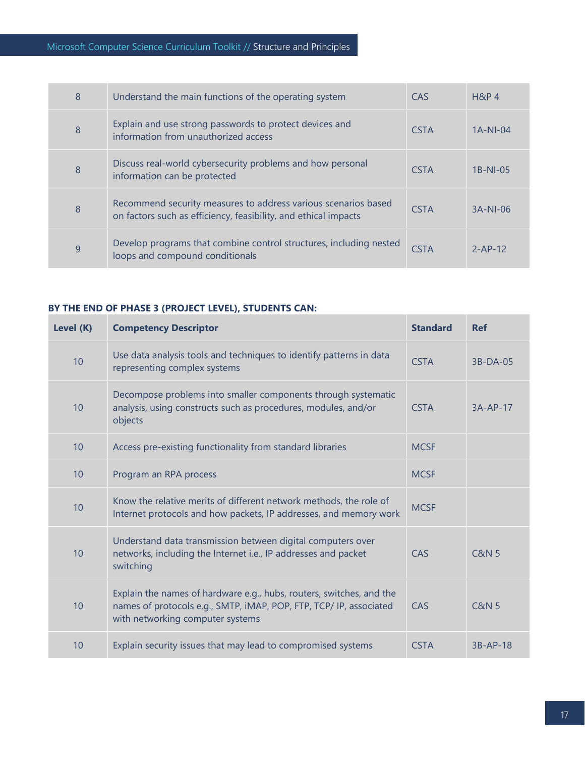| Level (K) | Competency Descriptor | Standard | Ref |
| --- | --- | --- | --- |
| 8 | Understand the main functions of the operating system | CAS | H&P 4 |
| 8 | Explain and use strong passwords to protect devices and information from unauthorized access | CSTA | 1A-NI-04 |
| 8 | Discuss real-world cybersecurity problems and how personal information can be protected | CSTA | 1B-NI-05 |
| 8 | Recommend security measures to address various scenarios based on factors such as efficiency, feasibility, and ethical impacts | CSTA | 3A-NI-06 |
| 9 | Develop programs that combine control structures, including nested loops and compound conditionals | CSTA | 2-AP-12 |

**BY THE END OF PHASE 3 (PROJECT LEVEL), STUDENTS CAN:**

| Level (K) | Competency Descriptor | Standard | Ref |
| --- | --- | --- | --- |
| 10 | Use data analysis tools and techniques to identify patterns in data representing complex systems | CSTA | 3B-DA-05 |
| 10 | Decompose problems into smaller components through systematic analysis, using constructs such as procedures, modules, and/or objects | CSTA | 3A-AP-17 |
| 10 | Access pre-existing functionality from standard libraries | MCSF | |
| 10 | Program an RPA process | MCSF | |
| 10 | Know the relative merits of different network methods, the role of Internet protocols and how packets, IP addresses, and memory work | MCSF | |
| 10 | Understand data transmission between digital computers over networks, including the Internet i.e., IP addresses and packet switching | CAS | C&N 5 |
| 10 | Explain the names of hardware e.g., hubs, routers, switches, and the names of protocols e.g., SMTP, iMAP, POP, FTP, TCP/ IP, associated with networking computer systems | CAS | C&N 5 |
| 10 | Explain security issues that may lead to compromised systems | CSTA | 3B-AP-18 |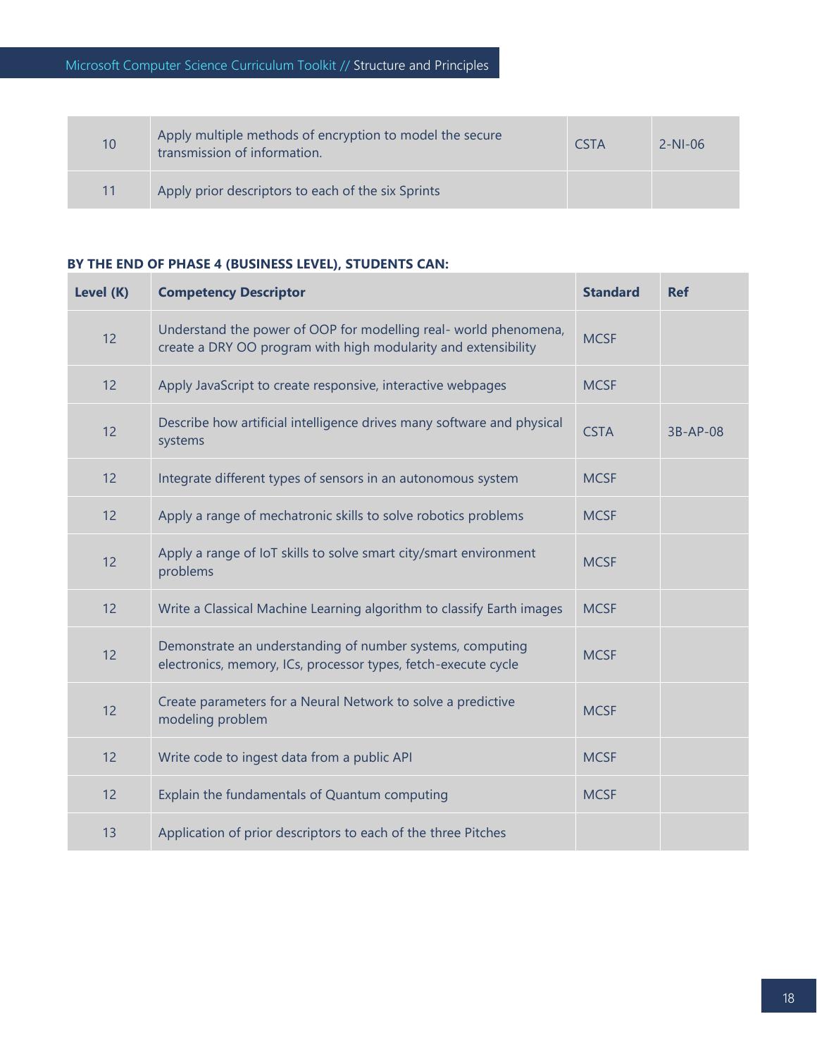| | | | |
|---|---|---|---|
| 10 | Apply multiple methods of encryption to model the secure transmission of information. | CSTA | 2-NI-06 |
| 11 | Apply prior descriptors to each of the six Sprints | | |

**BY THE END OF PHASE 4 (BUSINESS LEVEL), STUDENTS CAN:**

| Level (K) | Competency Descriptor | Standard | Ref |
|---|---|---|---|
| 12 | Understand the power of OOP for modelling real- world phenomena, create a DRY OO program with high modularity and extensibility | MCSF | |
| 12 | Apply JavaScript to create responsive, interactive webpages | MCSF | |
| 12 | Describe how artificial intelligence drives many software and physical systems | CSTA | 3B-AP-08 |
| 12 | Integrate different types of sensors in an autonomous system | MCSF | |
| 12 | Apply a range of mechatronic skills to solve robotics problems | MCSF | |
| 12 | Apply a range of IoT skills to solve smart city/smart environment problems | MCSF | |
| 12 | Write a Classical Machine Learning algorithm to classify Earth images | MCSF | |
| 12 | Demonstrate an understanding of number systems, computing electronics, memory, ICs, processor types, fetch-execute cycle | MCSF | |
| 12 | Create parameters for a Neural Network to solve a predictive modeling problem | MCSF | |
| 12 | Write code to ingest data from a public API | MCSF | |
| 12 | Explain the fundamentals of Quantum computing | MCSF | |
| 13 | Application of prior descriptors to each of the three Pitches | | |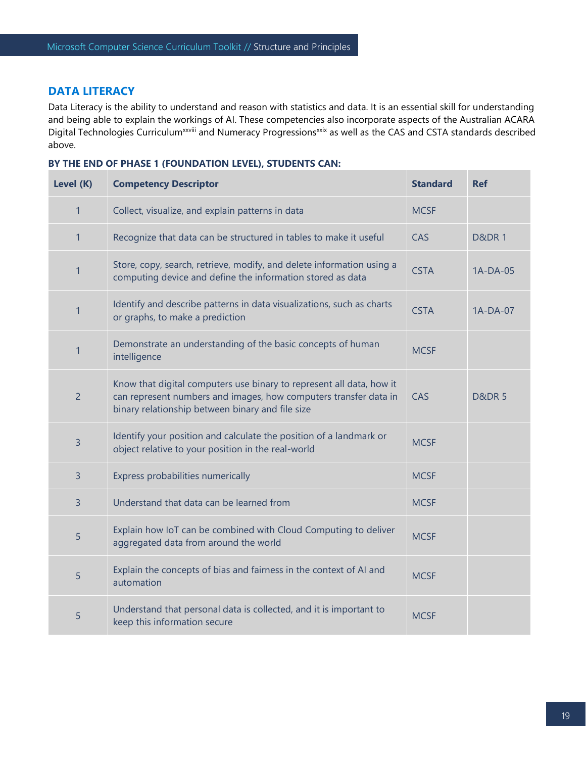## DATA LITERACY

Data Literacy is the ability to understand and reason with statistics and data. It is an essential skill for understanding and being able to explain the workings of AI. These competencies also incorporate aspects of the Australian ACARA Digital Technologies Curriculum[xxviii] and Numeracy Progressions[xxix] as well as the CAS and CSTA standards described above.

**BY THE END OF PHASE 1 (FOUNDATION LEVEL), STUDENTS CAN:**

| Level (K) | Competency Descriptor | Standard | Ref |
|---|---|---|---|
| 1 | Collect, visualize, and explain patterns in data | MCSF | |
| 1 | Recognize that data can be structured in tables to make it useful | CAS | D&DR 1 |
| 1 | Store, copy, search, retrieve, modify, and delete information using a computing device and define the information stored as data | CSTA | 1A-DA-05 |
| 1 | Identify and describe patterns in data visualizations, such as charts or graphs, to make a prediction | CSTA | 1A-DA-07 |
| 1 | Demonstrate an understanding of the basic concepts of human intelligence | MCSF | |
| 2 | Know that digital computers use binary to represent all data, how it can represent numbers and images, how computers transfer data in binary relationship between binary and file size | CAS | D&DR 5 |
| 3 | Identify your position and calculate the position of a landmark or object relative to your position in the real-world | MCSF | |
| 3 | Express probabilities numerically | MCSF | |
| 3 | Understand that data can be learned from | MCSF | |
| 5 | Explain how IoT can be combined with Cloud Computing to deliver aggregated data from around the world | MCSF | |
| 5 | Explain the concepts of bias and fairness in the context of AI and automation | MCSF | |
| 5 | Understand that personal data is collected, and it is important to keep this information secure | MCSF | |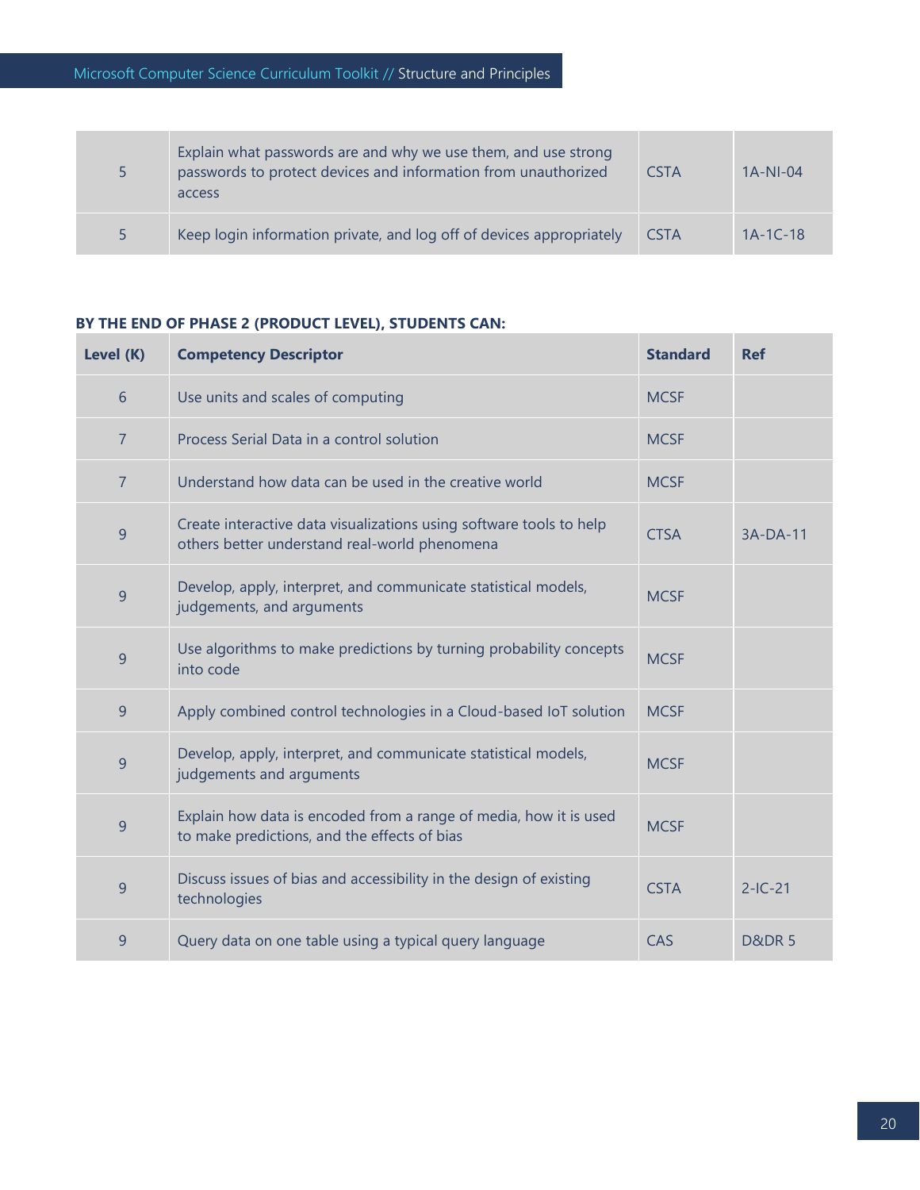| | | | |
|---|---|---|---|
| 5 | Explain what passwords are and why we use them, and use strong passwords to protect devices and information from unauthorized access | CSTA | 1A-NI-04 |
| 5 | Keep login information private, and log off of devices appropriately | CSTA | 1A-1C-18 |

**BY THE END OF PHASE 2 (PRODUCT LEVEL), STUDENTS CAN:**

| Level (K) | Competency Descriptor | Standard | Ref |
|---|---|---|---|
| 6 | Use units and scales of computing | MCSF | |
| 7 | Process Serial Data in a control solution | MCSF | |
| 7 | Understand how data can be used in the creative world | MCSF | |
| 9 | Create interactive data visualizations using software tools to help others better understand real-world phenomena | CTSA | 3A-DA-11 |
| 9 | Develop, apply, interpret, and communicate statistical models, judgements, and arguments | MCSF | |
| 9 | Use algorithms to make predictions by turning probability concepts into code | MCSF | |
| 9 | Apply combined control technologies in a Cloud-based IoT solution | MCSF | |
| 9 | Develop, apply, interpret, and communicate statistical models, judgements and arguments | MCSF | |
| 9 | Explain how data is encoded from a range of media, how it is used to make predictions, and the effects of bias | MCSF | |
| 9 | Discuss issues of bias and accessibility in the design of existing technologies | CSTA | 2-IC-21 |
| 9 | Query data on one table using a typical query language | CAS | D&DR 5 |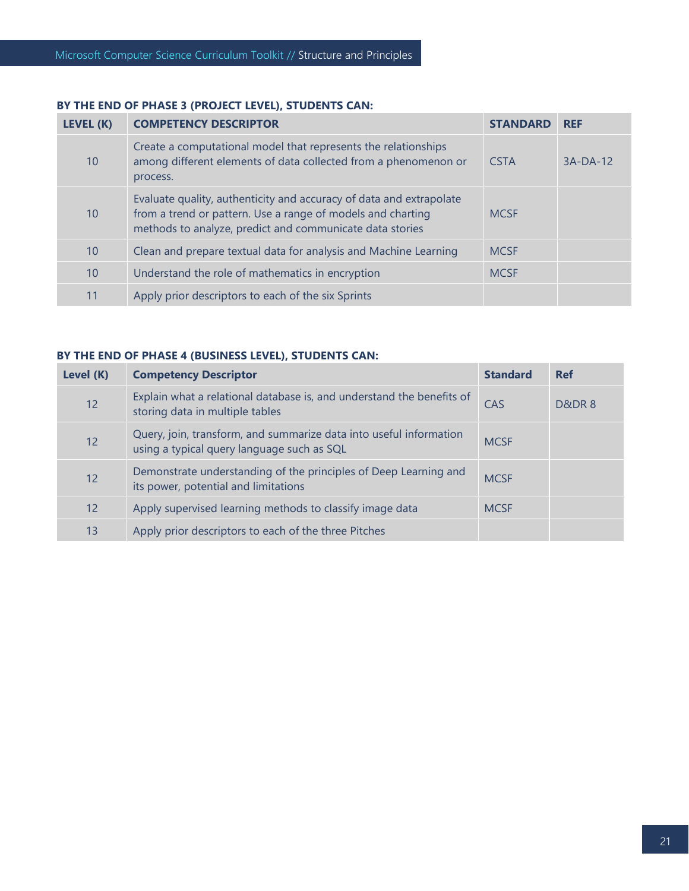**BY THE END OF PHASE 3 (PROJECT LEVEL), STUDENTS CAN:**

| LEVEL (K) | COMPETENCY DESCRIPTOR | STANDARD | REF |
|---|---|---|---|
| 10 | Create a computational model that represents the relationships among different elements of data collected from a phenomenon or process. | CSTA | 3A-DA-12 |
| 10 | Evaluate quality, authenticity and accuracy of data and extrapolate from a trend or pattern. Use a range of models and charting methods to analyze, predict and communicate data stories | MCSF | |
| 10 | Clean and prepare textual data for analysis and Machine Learning | MCSF | |
| 10 | Understand the role of mathematics in encryption | MCSF | |
| 11 | Apply prior descriptors to each of the six Sprints | | |

**BY THE END OF PHASE 4 (BUSINESS LEVEL), STUDENTS CAN:**

| Level (K) | Competency Descriptor | Standard | Ref |
|---|---|---|---|
| 12 | Explain what a relational database is, and understand the benefits of storing data in multiple tables | CAS | D&DR 8 |
| 12 | Query, join, transform, and summarize data into useful information using a typical query language such as SQL | MCSF | |
| 12 | Demonstrate understanding of the principles of Deep Learning and its power, potential and limitations | MCSF | |
| 12 | Apply supervised learning methods to classify image data | MCSF | |
| 13 | Apply prior descriptors to each of the three Pitches | | |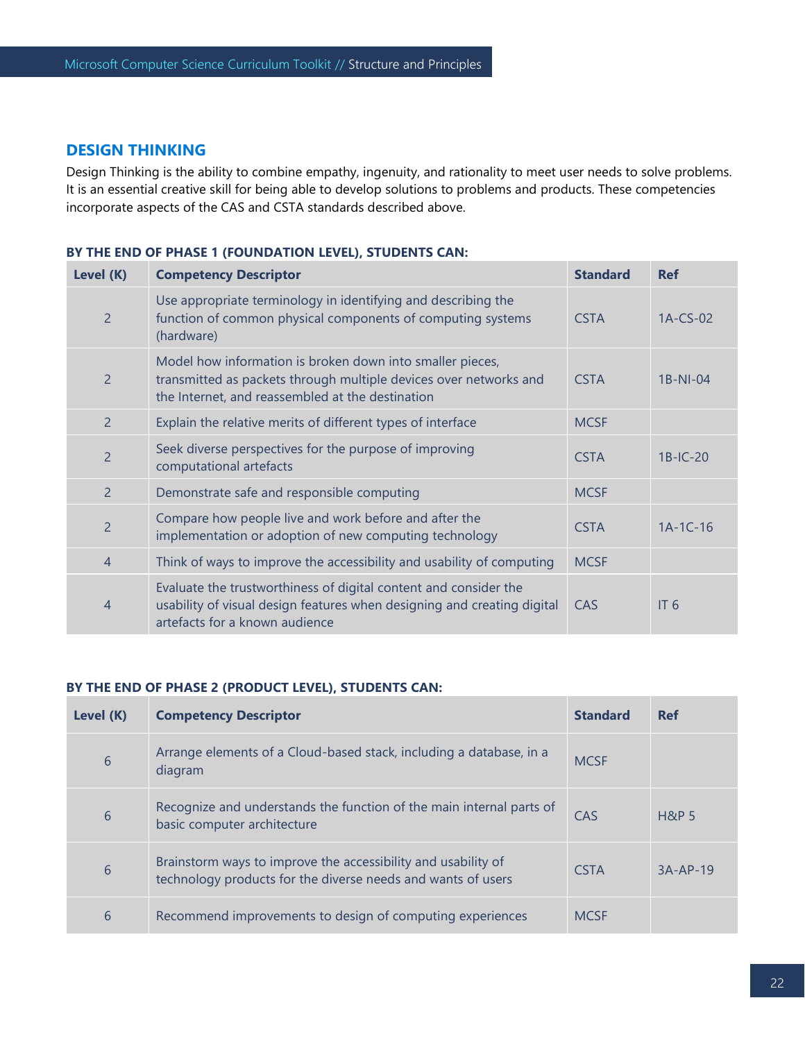## DESIGN THINKING

Design Thinking is the ability to combine empathy, ingenuity, and rationality to meet user needs to solve problems. It is an essential creative skill for being able to develop solutions to problems and products. These competencies incorporate aspects of the CAS and CSTA standards described above.

**BY THE END OF PHASE 1 (FOUNDATION LEVEL), STUDENTS CAN:**

| Level (K) | Competency Descriptor | Standard | Ref |
|---|---|---|---|
| 2 | Use appropriate terminology in identifying and describing the function of common physical components of computing systems (hardware) | CSTA | 1A-CS-02 |
| 2 | Model how information is broken down into smaller pieces, transmitted as packets through multiple devices over networks and the Internet, and reassembled at the destination | CSTA | 1B-NI-04 |
| 2 | Explain the relative merits of different types of interface | MCSF | |
| 2 | Seek diverse perspectives for the purpose of improving computational artefacts | CSTA | 1B-IC-20 |
| 2 | Demonstrate safe and responsible computing | MCSF | |
| 2 | Compare how people live and work before and after the implementation or adoption of new computing technology | CSTA | 1A-1C-16 |
| 4 | Think of ways to improve the accessibility and usability of computing | MCSF | |
| 4 | Evaluate the trustworthiness of digital content and consider the usability of visual design features when designing and creating digital artefacts for a known audience | CAS | IT 6 |

**BY THE END OF PHASE 2 (PRODUCT LEVEL), STUDENTS CAN:**

| Level (K) | Competency Descriptor | Standard | Ref |
|---|---|---|---|
| 6 | Arrange elements of a Cloud-based stack, including a database, in a diagram | MCSF | |
| 6 | Recognize and understands the function of the main internal parts of basic computer architecture | CAS | H&P 5 |
| 6 | Brainstorm ways to improve the accessibility and usability of technology products for the diverse needs and wants of users | CSTA | 3A-AP-19 |
| 6 | Recommend improvements to design of computing experiences | MCSF | |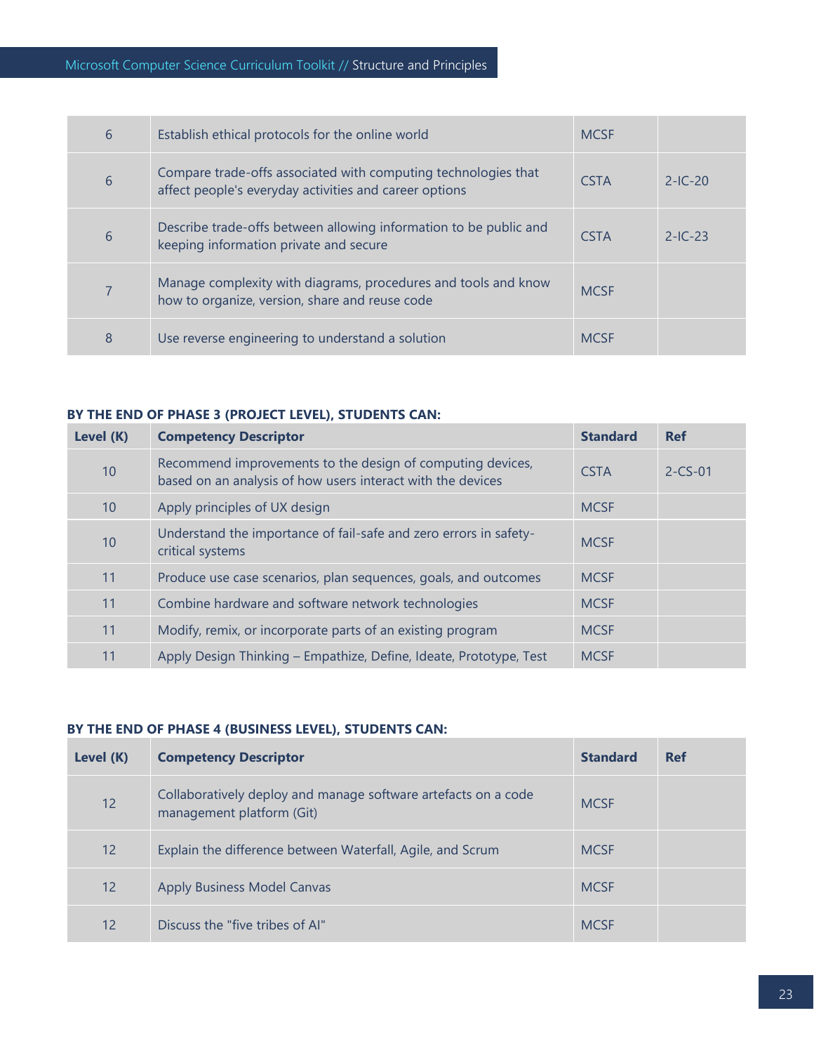| 6 | Establish ethical protocols for the online world | MCSF | |
|---|---|---|---|
| 6 | Compare trade-offs associated with computing technologies that affect people's everyday activities and career options | CSTA | 2-IC-20 |
| 6 | Describe trade-offs between allowing information to be public and keeping information private and secure | CSTA | 2-IC-23 |
| 7 | Manage complexity with diagrams, procedures and tools and know how to organize, version, share and reuse code | MCSF | |
| 8 | Use reverse engineering to understand a solution | MCSF | |

**BY THE END OF PHASE 3 (PROJECT LEVEL), STUDENTS CAN:**

| Level (K) | Competency Descriptor | Standard | Ref |
|---|---|---|---|
| 10 | Recommend improvements to the design of computing devices, based on an analysis of how users interact with the devices | CSTA | 2-CS-01 |
| 10 | Apply principles of UX design | MCSF | |
| 10 | Understand the importance of fail-safe and zero errors in safety-critical systems | MCSF | |
| 11 | Produce use case scenarios, plan sequences, goals, and outcomes | MCSF | |
| 11 | Combine hardware and software network technologies | MCSF | |
| 11 | Modify, remix, or incorporate parts of an existing program | MCSF | |
| 11 | Apply Design Thinking – Empathize, Define, Ideate, Prototype, Test | MCSF | |

**BY THE END OF PHASE 4 (BUSINESS LEVEL), STUDENTS CAN:**

| Level (K) | Competency Descriptor | Standard | Ref |
|---|---|---|---|
| 12 | Collaboratively deploy and manage software artefacts on a code management platform (Git) | MCSF | |
| 12 | Explain the difference between Waterfall, Agile, and Scrum | MCSF | |
| 12 | Apply Business Model Canvas | MCSF | |
| 12 | Discuss the "five tribes of AI" | MCSF | |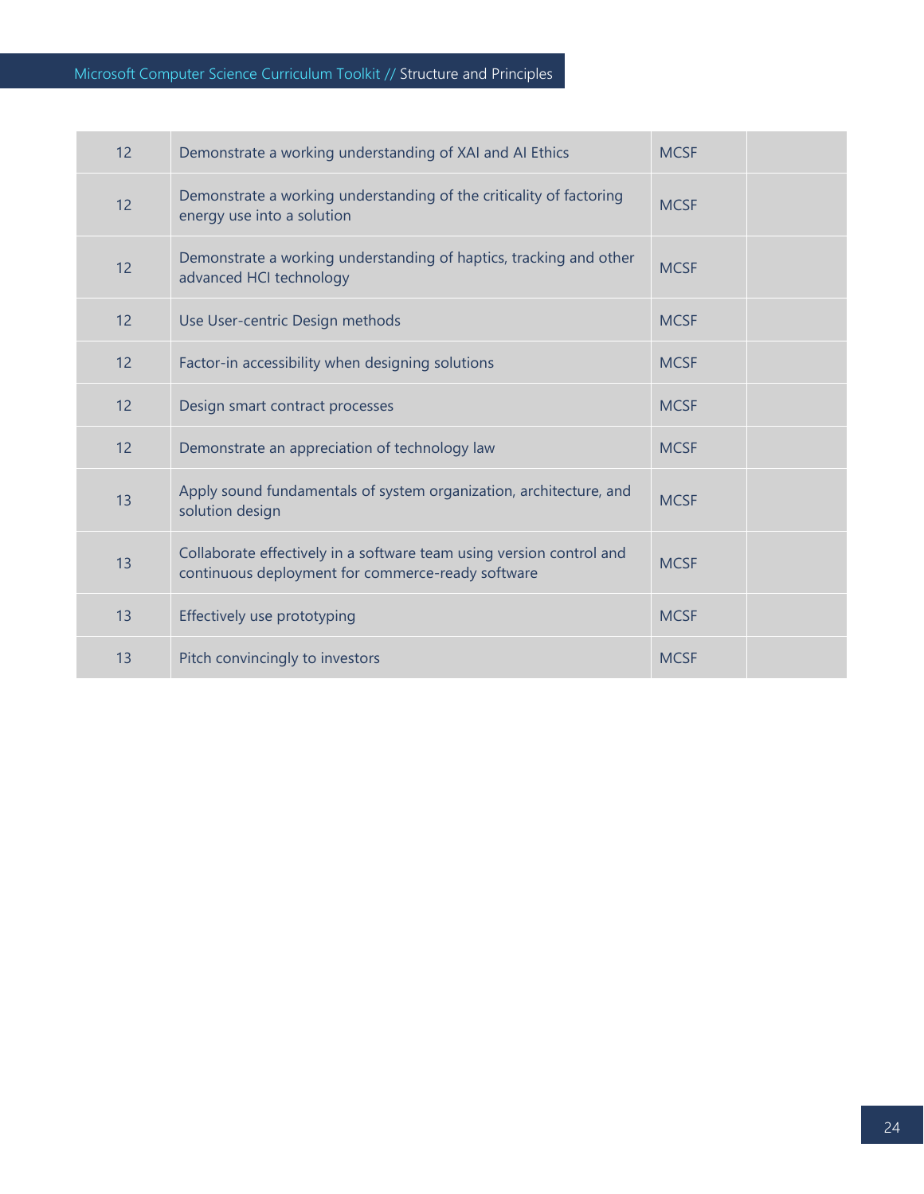| | | | |
|---|---|---|---|
| 12 | Demonstrate a working understanding of XAI and AI Ethics | MCSF | |
| 12 | Demonstrate a working understanding of the criticality of factoring energy use into a solution | MCSF | |
| 12 | Demonstrate a working understanding of haptics, tracking and other advanced HCI technology | MCSF | |
| 12 | Use User-centric Design methods | MCSF | |
| 12 | Factor-in accessibility when designing solutions | MCSF | |
| 12 | Design smart contract processes | MCSF | |
| 12 | Demonstrate an appreciation of technology law | MCSF | |
| 13 | Apply sound fundamentals of system organization, architecture, and solution design | MCSF | |
| 13 | Collaborate effectively in a software team using version control and continuous deployment for commerce-ready software | MCSF | |
| 13 | Effectively use prototyping | MCSF | |
| 13 | Pitch convincingly to investors | MCSF | |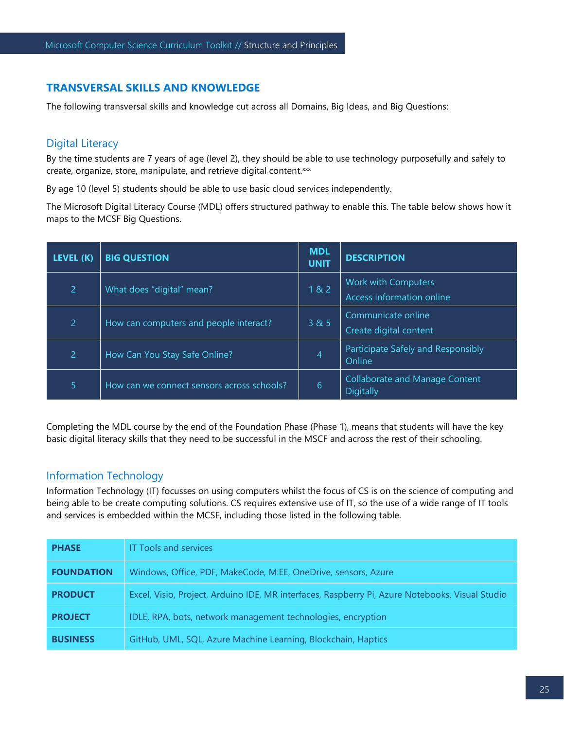## TRANSVERSAL SKILLS AND KNOWLEDGE

The following transversal skills and knowledge cut across all Domains, Big Ideas, and Big Questions:

### Digital Literacy

By the time students are 7 years of age (level 2), they should be able to use technology purposefully and safely to create, organize, store, manipulate, and retrieve digital content.[xxx]

By age 10 (level 5) students should be able to use basic cloud services independently.

The Microsoft Digital Literacy Course (MDL) offers structured pathway to enable this. The table below shows how it maps to the MCSF Big Questions.

| LEVEL (K) | BIG QUESTION | MDL UNIT | DESCRIPTION |
|---|---|---|---|
| 2 | What does "digital" mean? | 1 & 2 | Work with Computers<br>Access information online |
| 2 | How can computers and people interact? | 3 & 5 | Communicate online<br>Create digital content |
| 2 | How Can You Stay Safe Online? | 4 | Participate Safely and Responsibly Online |
| 5 | How can we connect sensors across schools? | 6 | Collaborate and Manage Content Digitally |

Completing the MDL course by the end of the Foundation Phase (Phase 1), means that students will have the key basic digital literacy skills that they need to be successful in the MSCF and across the rest of their schooling.

### Information Technology

Information Technology (IT) focusses on using computers whilst the focus of CS is on the science of computing and being able to be create computing solutions. CS requires extensive use of IT, so the use of a wide range of IT tools and services is embedded within the MCSF, including those listed in the following table.

| PHASE | IT Tools and services |
|---|---|
| FOUNDATION | Windows, Office, PDF, MakeCode, M:EE, OneDrive, sensors, Azure |
| PRODUCT | Excel, Visio, Project, Arduino IDE, MR interfaces, Raspberry Pi, Azure Notebooks, Visual Studio |
| PROJECT | IDLE, RPA, bots, network management technologies, encryption |
| BUSINESS | GitHub, UML, SQL, Azure Machine Learning, Blockchain, Haptics |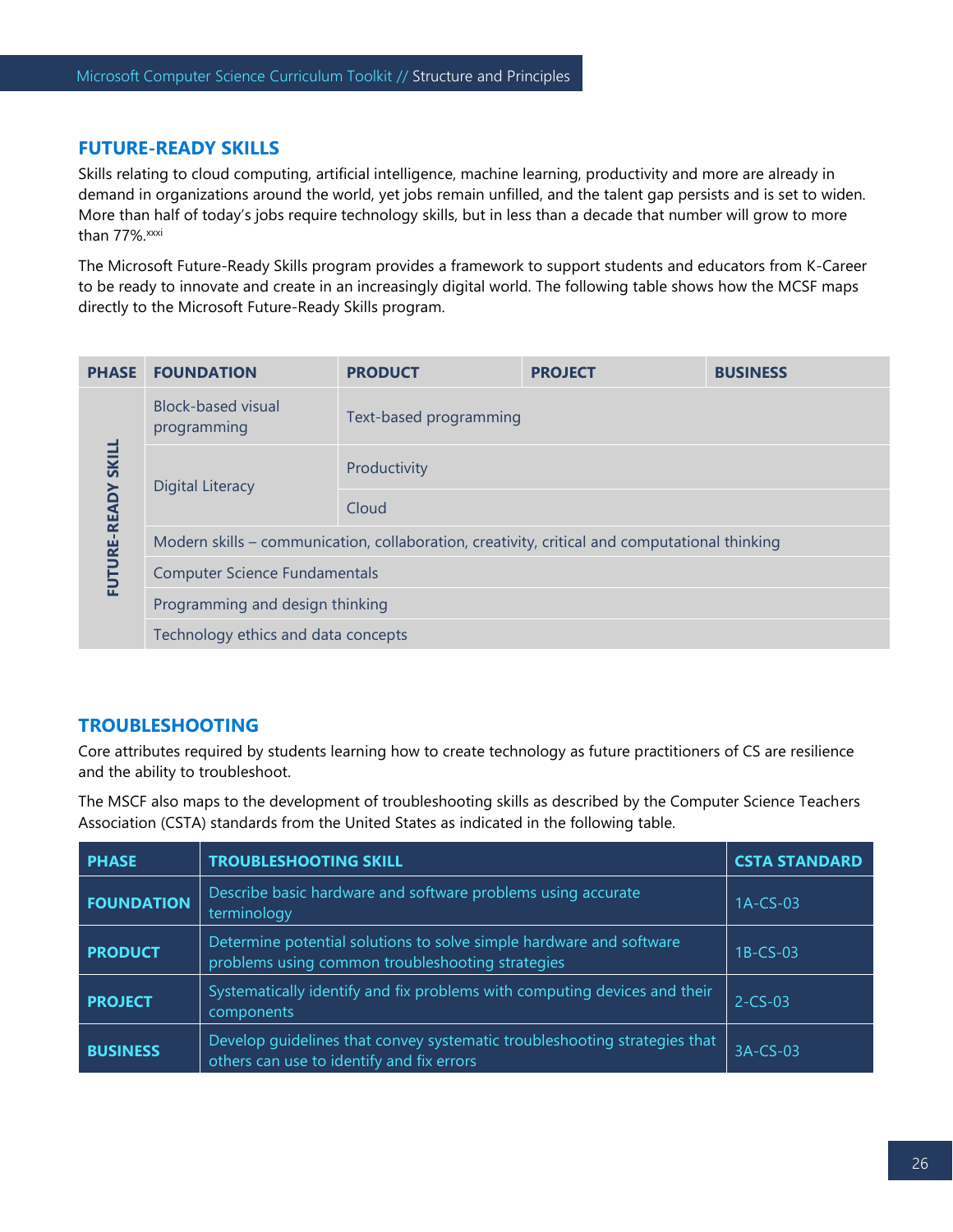## FUTURE-READY SKILLS

Skills relating to cloud computing, artificial intelligence, machine learning, productivity and more are already in demand in organizations around the world, yet jobs remain unfilled, and the talent gap persists and is set to widen. More than half of today's jobs require technology skills, but in less than a decade that number will grow to more than 77%.[xxxi]

The Microsoft Future-Ready Skills program provides a framework to support students and educators from K-Career to be ready to innovate and create in an increasingly digital world. The following table shows how the MCSF maps directly to the Microsoft Future-Ready Skills program.

| PHASE | FOUNDATION | PRODUCT | PROJECT | BUSINESS |
|---|---|---|---|---|
| FUTURE-READY SKILL | Block-based visual programming | Text-based programming | | |
| | Digital Literacy | Productivity | | |
| | | Cloud | | |
| | Modern skills – communication, collaboration, creativity, critical and computational thinking | | | |
| | Computer Science Fundamentals | | | |
| | Programming and design thinking | | | |
| | Technology ethics and data concepts | | | |

## TROUBLESHOOTING

Core attributes required by students learning how to create technology as future practitioners of CS are resilience and the ability to troubleshoot.

The MSCF also maps to the development of troubleshooting skills as described by the Computer Science Teachers Association (CSTA) standards from the United States as indicated in the following table.

| PHASE | TROUBLESHOOTING SKILL | CSTA STANDARD |
|---|---|---|
| FOUNDATION | Describe basic hardware and software problems using accurate terminology | 1A-CS-03 |
| PRODUCT | Determine potential solutions to solve simple hardware and software problems using common troubleshooting strategies | 1B-CS-03 |
| PROJECT | Systematically identify and fix problems with computing devices and their components | 2-CS-03 |
| BUSINESS | Develop guidelines that convey systematic troubleshooting strategies that others can use to identify and fix errors | 3A-CS-03 |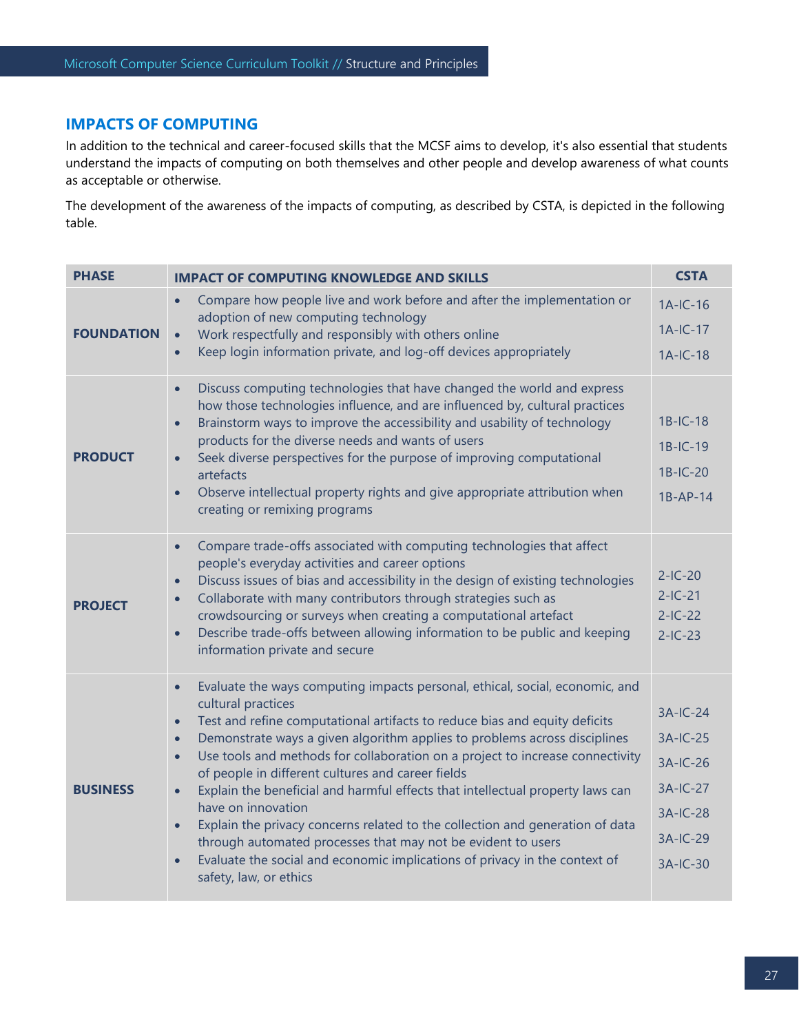## IMPACTS OF COMPUTING

In addition to the technical and career-focused skills that the MCSF aims to develop, it's also essential that students understand the impacts of computing on both themselves and other people and develop awareness of what counts as acceptable or otherwise.

The development of the awareness of the impacts of computing, as described by CSTA, is depicted in the following table.

| PHASE | IMPACT OF COMPUTING KNOWLEDGE AND SKILLS | CSTA |
|---|---|---|
| **FOUNDATION** | • Compare how people live and work before and after the implementation or adoption of new computing technology<br>• Work respectfully and responsibly with others online<br>• Keep login information private, and log-off devices appropriately | 1A-IC-16<br>1A-IC-17<br>1A-IC-18 |
| **PRODUCT** | • Discuss computing technologies that have changed the world and express how those technologies influence, and are influenced by, cultural practices<br>• Brainstorm ways to improve the accessibility and usability of technology products for the diverse needs and wants of users<br>• Seek diverse perspectives for the purpose of improving computational artefacts<br>• Observe intellectual property rights and give appropriate attribution when creating or remixing programs | 1B-IC-18<br>1B-IC-19<br>1B-IC-20<br>1B-AP-14 |
| **PROJECT** | • Compare trade-offs associated with computing technologies that affect people's everyday activities and career options<br>• Discuss issues of bias and accessibility in the design of existing technologies<br>• Collaborate with many contributors through strategies such as crowdsourcing or surveys when creating a computational artefact<br>• Describe trade-offs between allowing information to be public and keeping information private and secure | 2-IC-20<br>2-IC-21<br>2-IC-22<br>2-IC-23 |
| **BUSINESS** | • Evaluate the ways computing impacts personal, ethical, social, economic, and cultural practices<br>• Test and refine computational artifacts to reduce bias and equity deficits<br>• Demonstrate ways a given algorithm applies to problems across disciplines<br>• Use tools and methods for collaboration on a project to increase connectivity of people in different cultures and career fields<br>• Explain the beneficial and harmful effects that intellectual property laws can have on innovation<br>• Explain the privacy concerns related to the collection and generation of data through automated processes that may not be evident to users<br>• Evaluate the social and economic implications of privacy in the context of safety, law, or ethics | 3A-IC-24<br>3A-IC-25<br>3A-IC-26<br>3A-IC-27<br>3A-IC-28<br>3A-IC-29<br>3A-IC-30 |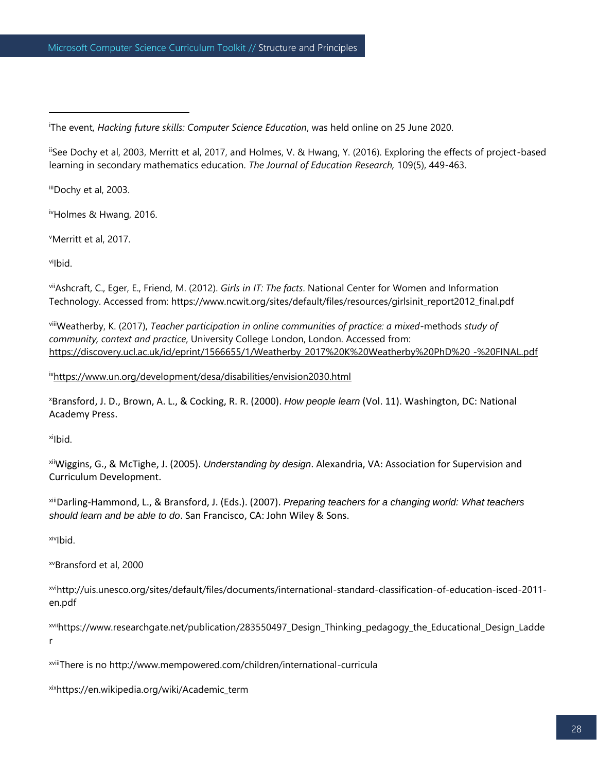[i]The event, *Hacking future skills: Computer Science Education*, was held online on 25 June 2020.

[ii]See Dochy et al, 2003, Merritt et al, 2017, and Holmes, V. & Hwang, Y. (2016). Exploring the effects of project-based learning in secondary mathematics education. *The Journal of Education Research,* 109(5), 449-463.

[iii]Dochy et al, 2003.

[iv]Holmes & Hwang, 2016.

[v]Merritt et al, 2017.

[vi]Ibid.

[vii]Ashcraft, C., Eger, E., Friend, M. (2012). *Girls in IT: The facts*. National Center for Women and Information Technology. Accessed from: https://www.ncwit.org/sites/default/files/resources/girlsinit_report2012_final.pdf

[viii]Weatherby, K. (2017), *Teacher participation in online communities of practice: a mixed*-methods *study of community, context and practice*, University College London, London. Accessed from: https://discovery.ucl.ac.uk/id/eprint/1566655/1/Weatherby_2017%20K%20Weatherby%20PhD%20_-%20FINAL.pdf

[ix]https://www.un.org/development/desa/disabilities/envision2030.html

[x]Bransford, J. D., Brown, A. L., & Cocking, R. R. (2000). *How people learn* (Vol. 11). Washington, DC: National Academy Press.

[xi]Ibid.

[xii]Wiggins, G., & McTighe, J. (2005). *Understanding by design*. Alexandria, VA: Association for Supervision and Curriculum Development.

[xiii]Darling-Hammond, L., & Bransford, J. (Eds.). (2007). *Preparing teachers for a changing world: What teachers should learn and be able to do*. San Francisco, CA: John Wiley & Sons.

[xiv]Ibid.

[xv]Bransford et al, 2000

[xvi]http://uis.unesco.org/sites/default/files/documents/international-standard-classification-of-education-isced-2011-en.pdf

[xvii]https://www.researchgate.net/publication/283550497_Design_Thinking_pedagogy_the_Educational_Design_Ladder

[xviii]There is no http://www.mempowered.com/children/international-curricula

[xix]https://en.wikipedia.org/wiki/Academic_term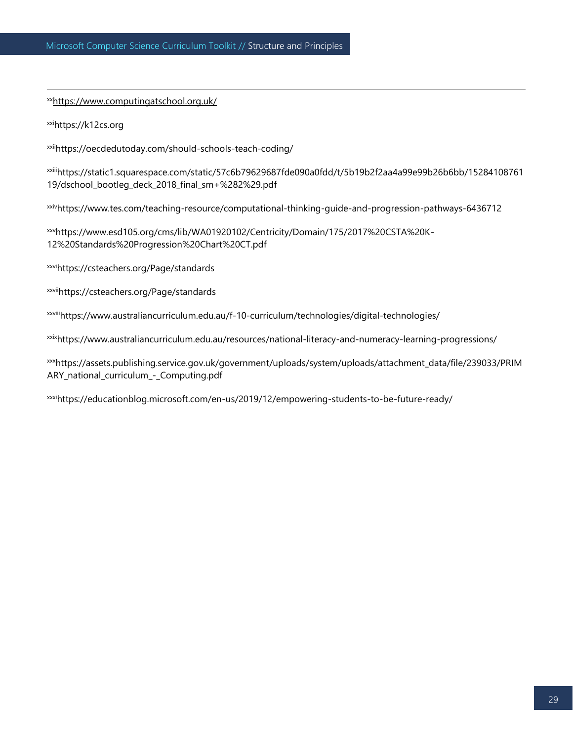[xx]https://www.computingatschool.org.uk/

[xxi]https://k12cs.org

[xxii]https://oecdedutoday.com/should-schools-teach-coding/

[xxiii]https://static1.squarespace.com/static/57c6b79629687fde090a0fdd/t/5b19b2f2aa4a99e99b26b6bb/1528410876119/dschool_bootleg_deck_2018_final_sm+%282%29.pdf

[xxiv]https://www.tes.com/teaching-resource/computational-thinking-guide-and-progression-pathways-6436712

[xxv]https://www.esd105.org/cms/lib/WA01920102/Centricity/Domain/175/2017%20CSTA%20K-12%20Standards%20Progression%20Chart%20CT.pdf

[xxvi]https://csteachers.org/Page/standards

[xxvii]https://csteachers.org/Page/standards

[xxviii]https://www.australiancurriculum.edu.au/f-10-curriculum/technologies/digital-technologies/

[xxix]https://www.australiancurriculum.edu.au/resources/national-literacy-and-numeracy-learning-progressions/

[xxx]https://assets.publishing.service.gov.uk/government/uploads/system/uploads/attachment_data/file/239033/PRIMARY_national_curriculum_-_Computing.pdf

[xxxi]https://educationblog.microsoft.com/en-us/2019/12/empowering-students-to-be-future-ready/